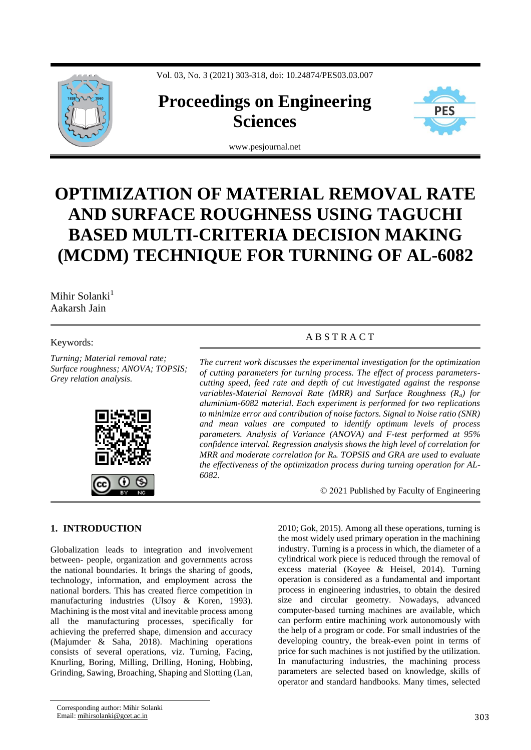# OPTIMIZATION OF MATERIAL REMOVAL RATE AND SURFACE ROUGHNESS USING TAGUCHI BASED MULTI-CRITERIA DECISION MAKING (MCDM) TECHNIQUE FOR TURNING OF AL-6082

Mihir Solanki[1]
Aakarsh Jain

Keywords:

*Turning; Material removal rate; Surface roughness; ANOVA; TOPSIS; Grey relation analysis.*

## ABSTRACT

*The current work discusses the experimental investigation for the optimization of cutting parameters for turning process. The effect of process parameters-cutting speed, feed rate and depth of cut investigated against the response variables-Material Removal Rate (MRR) and Surface Roughness ($R_a$) for aluminium-6082 material. Each experiment is performed for two replications to minimize error and contribution of noise factors. Signal to Noise ratio (SNR) and mean values are computed to identify optimum levels of process parameters. Analysis of Variance (ANOVA) and F-test performed at 95% confidence interval. Regression analysis shows the high level of correlation for MRR and moderate correlation for $R_a$. TOPSIS and GRA are used to evaluate the effectiveness of the optimization process during turning operation for AL-6082.*

© 2021 Published by Faculty of Engineering

## 1. INTRODUCTION

Globalization leads to integration and involvement between- people, organization and governments across the national boundaries. It brings the sharing of goods, technology, information, and employment across the national borders. This has created fierce competition in manufacturing industries (Ulsoy & Koren, 1993). Machining is the most vital and inevitable process among all the manufacturing processes, specifically for achieving the preferred shape, dimension and accuracy (Majumder & Saha, 2018). Machining operations consists of several operations, viz. Turning, Facing, Knurling, Boring, Milling, Drilling, Honing, Hobbing, Grinding, Sawing, Broaching, Shaping and Slotting (Lan, 2010; Gok, 2015). Among all these operations, turning is the most widely used primary operation in the machining industry. Turning is a process in which, the diameter of a cylindrical work piece is reduced through the removal of excess material (Koyee & Heisel, 2014). Turning operation is considered as a fundamental and important process in engineering industries, to obtain the desired size and circular geometry. Nowadays, advanced computer-based turning machines are available, which can perform entire machining work autonomously with the help of a program or code. For small industries of the developing country, the break-even point in terms of price for such machines is not justified by the utilization. In manufacturing industries, the machining process parameters are selected based on knowledge, skills of operator and standard handbooks. Many times, selected

Corresponding author: Mihir Solanki
Email: mihirsolanki@gcet.ac.in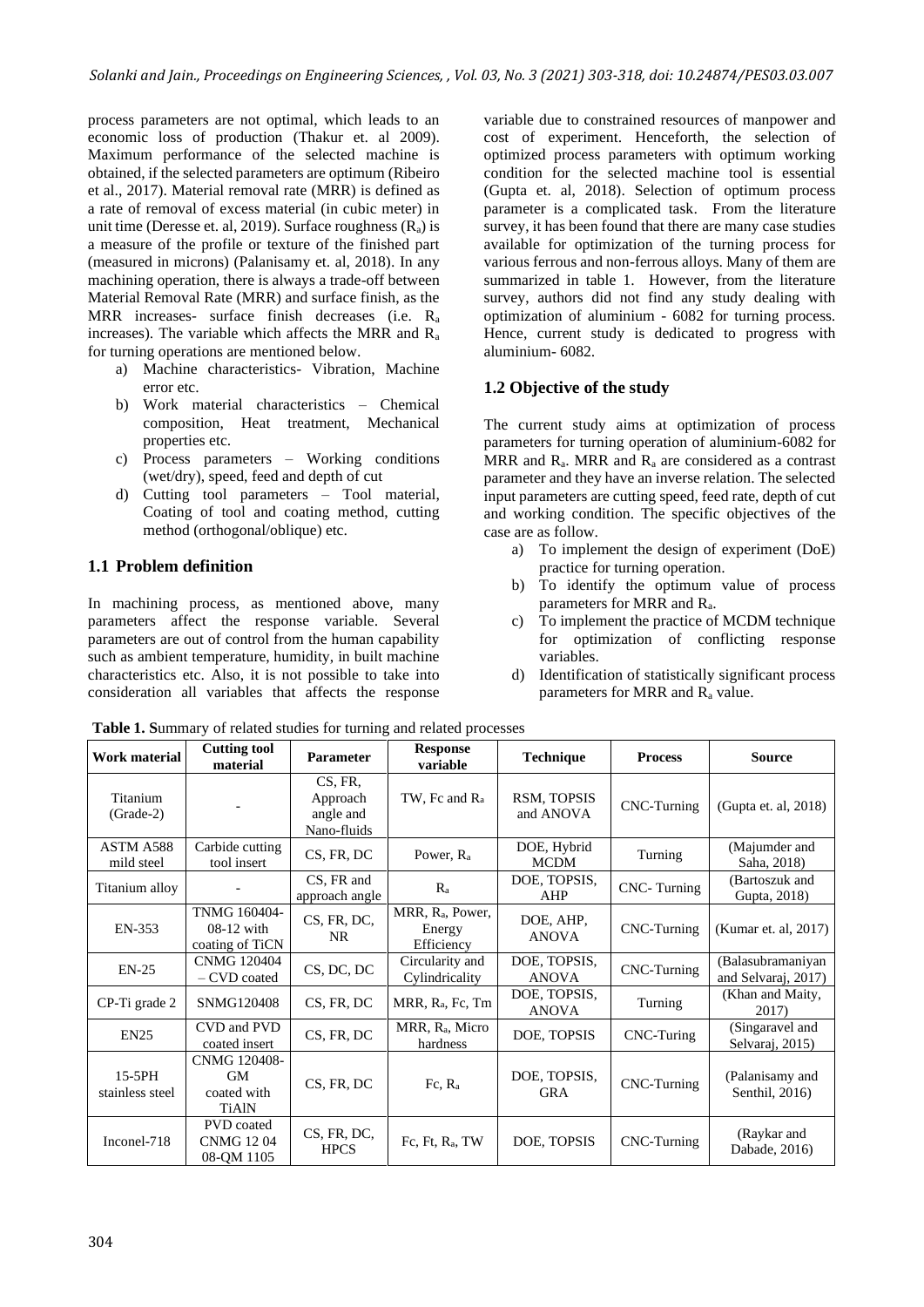process parameters are not optimal, which leads to an economic loss of production (Thakur et. al 2009). Maximum performance of the selected machine is obtained, if the selected parameters are optimum (Ribeiro et al., 2017). Material removal rate (MRR) is defined as a rate of removal of excess material (in cubic meter) in unit time (Deresse et. al, 2019). Surface roughness ($R_a$) is a measure of the profile or texture of the finished part (measured in microns) (Palanisamy et. al, 2018). In any machining operation, there is always a trade-off between Material Removal Rate (MRR) and surface finish, as the MRR increases- surface finish decreases (i.e. $R_a$ increases). The variable which affects the MRR and $R_a$ for turning operations are mentioned below.

a) Machine characteristics- Vibration, Machine error etc.
b) Work material characteristics – Chemical composition, Heat treatment, Mechanical properties etc.
c) Process parameters – Working conditions (wet/dry), speed, feed and depth of cut
d) Cutting tool parameters – Tool material, Coating of tool and coating method, cutting method (orthogonal/oblique) etc.

## 1.1 Problem definition

In machining process, as mentioned above, many parameters affect the response variable. Several parameters are out of control from the human capability such as ambient temperature, humidity, in built machine characteristics etc. Also, it is not possible to take into consideration all variables that affects the response variable due to constrained resources of manpower and cost of experiment. Henceforth, the selection of optimized process parameters with optimum working condition for the selected machine tool is essential (Gupta et. al, 2018). Selection of optimum process parameter is a complicated task. From the literature survey, it has been found that there are many case studies available for optimization of the turning process for various ferrous and non-ferrous alloys. Many of them are summarized in table 1. However, from the literature survey, authors did not find any study dealing with optimization of aluminium - 6082 for turning process. Hence, current study is dedicated to progress with aluminium- 6082.

## 1.2 Objective of the study

The current study aims at optimization of process parameters for turning operation of aluminium-6082 for MRR and $R_a$. MRR and $R_a$ are considered as a contrast parameter and they have an inverse relation. The selected input parameters are cutting speed, feed rate, depth of cut and working condition. The specific objectives of the case are as follow.

a) To implement the design of experiment (DoE) practice for turning operation.
b) To identify the optimum value of process parameters for MRR and $R_a$.
c) To implement the practice of MCDM technique for optimization of conflicting response variables.
d) Identification of statistically significant process parameters for MRR and $R_a$ value.

**Table 1. S**ummary of related studies for turning and related processes

| Work material | Cutting tool material | Parameter | Response variable | Technique | Process | Source |
|---|---|---|---|---|---|---|
| Titanium (Grade-2) | - | CS, FR, Approach angle and Nano-fluids | TW, Fc and $R_a$ | RSM, TOPSIS and ANOVA | CNC-Turning | (Gupta et. al, 2018) |
| ASTM A588 mild steel | Carbide cutting tool insert | CS, FR, DC | Power, $R_a$ | DOE, Hybrid MCDM | Turning | (Majumder and Saha, 2018) |
| Titanium alloy | - | CS, FR and approach angle | $R_a$ | DOE, TOPSIS, AHP | CNC- Turning | (Bartoszuk and Gupta, 2018) |
| EN-353 | TNMG 160404-08-12 with coating of TiCN | CS, FR, DC, NR | MRR, $R_a$, Power, Energy Efficiency | DOE, AHP, ANOVA | CNC-Turning | (Kumar et. al, 2017) |
| EN-25 | CNMG 120404 – CVD coated | CS, DC, DC | Circularity and Cylindricality | DOE, TOPSIS, ANOVA | CNC-Turning | (Balasubramaniyan and Selvaraj, 2017) |
| CP-Ti grade 2 | SNMG120408 | CS, FR, DC | MRR, $R_a$, Fc, Tm | DOE, TOPSIS, ANOVA | Turning | (Khan and Maity, 2017) |
| EN25 | CVD and PVD coated insert | CS, FR, DC | MRR, $R_a$, Micro hardness | DOE, TOPSIS | CNC-Turing | (Singaravel and Selvaraj, 2015) |
| 15-5PH stainless steel | CNMG 120408-GM coated with TiAlN | CS, FR, DC | Fc, $R_a$ | DOE, TOPSIS, GRA | CNC-Turning | (Palanisamy and Senthil, 2016) |
| Inconel-718 | PVD coated CNMG 12 04 08-QM 1105 | CS, FR, DC, HPCS | Fc, Ft, $R_a$, TW | DOE, TOPSIS | CNC-Turning | (Raykar and Dabade, 2016) |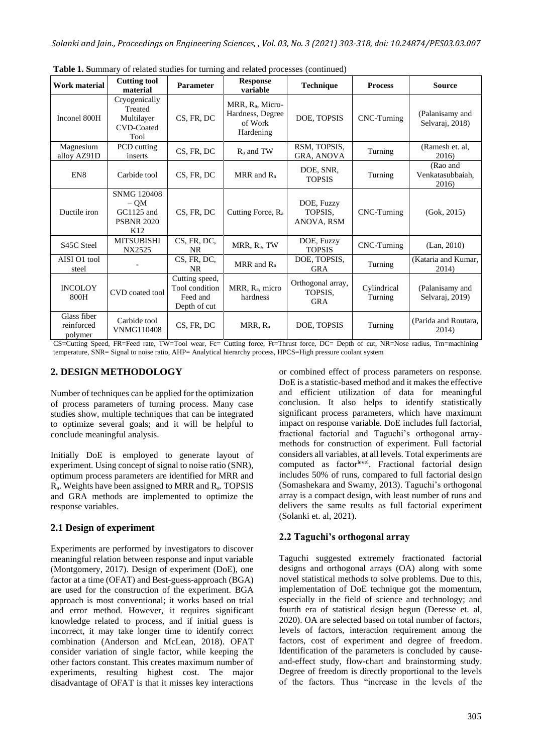**Table 1.** Summary of related studies for turning and related processes (continued)

| Work material | Cutting tool material | Parameter | Response variable | Technique | Process | Source |
|---|---|---|---|---|---|---|
| Inconel 800H | Cryogenically Treated Multilayer CVD-Coated Tool | CS, FR, DC | MRR, $R_a$, Micro-Hardness, Degree of Work Hardening | DOE, TOPSIS | CNC-Turning | (Palanisamy and Selvaraj, 2018) |
| Magnesium alloy AZ91D | PCD cutting inserts | CS, FR, DC | $R_a$ and TW | RSM, TOPSIS, GRA, ANOVA | Turning | (Ramesh et. al, 2016) |
| EN8 | Carbide tool | CS, FR, DC | MRR and $R_a$ | DOE, SNR, TOPSIS | Turning | (Rao and Venkatasubbaiah, 2016) |
| Ductile iron | SNMG 120408 – QM GC1125 and PSBNR 2020 K12 | CS, FR, DC | Cutting Force, $R_a$ | DOE, Fuzzy TOPSIS, ANOVA, RSM | CNC-Turning | (Gok, 2015) |
| S45C Steel | MITSUBISHI NX2525 | CS, FR, DC, NR | MRR, $R_a$, TW | DOE, Fuzzy TOPSIS | CNC-Turning | (Lan, 2010) |
| AISI O1 tool steel | - | CS, FR, DC, NR | MRR and $R_a$ | DOE, TOPSIS, GRA | Turning | (Kataria and Kumar, 2014) |
| INCOLOY 800H | CVD coated tool | Cutting speed, Tool condition Feed and Depth of cut | MRR, $R_a$, micro hardness | Orthogonal array, TOPSIS, GRA | Cylindrical Turning | (Palanisamy and Selvaraj, 2019) |
| Glass fiber reinforced polymer | Carbide tool VNMG110408 | CS, FR, DC | MRR, $R_a$ | DOE, TOPSIS | Turning | (Parida and Routara, 2014) |

CS=Cutting Speed, FR=Feed rate, TW=Tool wear, Fc= Cutting force, Ft=Thrust force, DC= Depth of cut, NR=Nose radius, Tm=machining temperature, SNR= Signal to noise ratio, AHP= Analytical hierarchy process, HPCS=High pressure coolant system

## 2. DESIGN METHODOLOGY

Number of techniques can be applied for the optimization of process parameters of turning process. Many case studies show, multiple techniques that can be integrated to optimize several goals; and it will be helpful to conclude meaningful analysis.

Initially DoE is employed to generate layout of experiment. Using concept of signal to noise ratio (SNR), optimum process parameters are identified for MRR and $R_a$. Weights have been assigned to MRR and $R_a$. TOPSIS and GRA methods are implemented to optimize the response variables.

### 2.1 Design of experiment

Experiments are performed by investigators to discover meaningful relation between response and input variable (Montgomery, 2017). Design of experiment (DoE), one factor at a time (OFAT) and Best-guess-approach (BGA) are used for the construction of the experiment. BGA approach is most conventional; it works based on trial and error method. However, it requires significant knowledge related to process, and if initial guess is incorrect, it may take longer time to identify correct combination (Anderson and McLean, 2018). OFAT consider variation of single factor, while keeping the other factors constant. This creates maximum number of experiments, resulting highest cost. The major disadvantage of OFAT is that it misses key interactions or combined effect of process parameters on response. DoE is a statistic-based method and it makes the effective and efficient utilization of data for meaningful conclusion. It also helps to identify statistically significant process parameters, which have maximum impact on response variable. DoE includes full factorial, fractional factorial and Taguchi's orthogonal array-methods for construction of experiment. Full factorial considers all variables, at all levels. Total experiments are computed as $\text{factor}^{\text{level}}$. Fractional factorial design includes 50% of runs, compared to full factorial design (Somashekara and Swamy, 2013). Taguchi's orthogonal array is a compact design, with least number of runs and delivers the same results as full factorial experiment (Solanki et. al, 2021).

### 2.2 Taguchi's orthogonal array

Taguchi suggested extremely fractionated factorial designs and orthogonal arrays (OA) along with some novel statistical methods to solve problems. Due to this, implementation of DoE technique got the momentum, especially in the field of science and technology; and fourth era of statistical design begun (Deresse et. al, 2020). OA are selected based on total number of factors, levels of factors, interaction requirement among the factors, cost of experiment and degree of freedom. Identification of the parameters is concluded by cause-and-effect study, flow-chart and brainstorming study. Degree of freedom is directly proportional to the levels of the factors. Thus "increase in the levels of the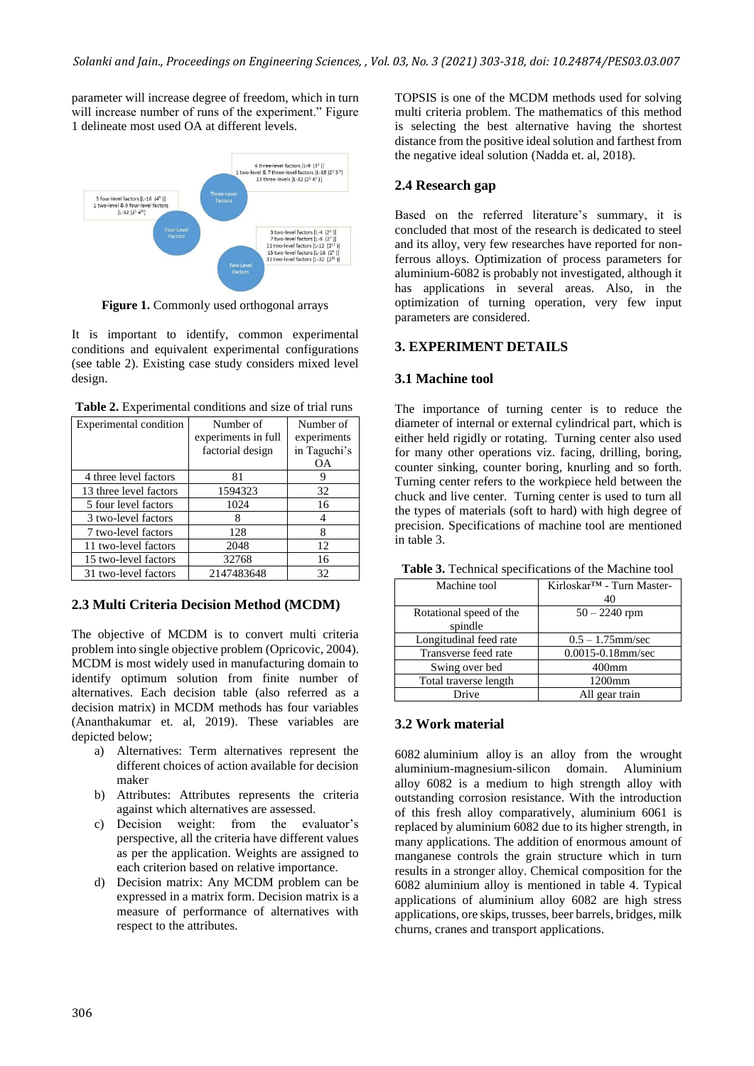parameter will increase degree of freedom, which in turn will increase number of runs of the experiment." Figure 1 delineate most used OA at different levels.

**Figure 1.** Commonly used orthogonal arrays

It is important to identify, common experimental conditions and equivalent experimental configurations (see table 2). Existing case study considers mixed level design.

**Table 2.** Experimental conditions and size of trial runs

| Experimental condition | Number of experiments in full factorial design | Number of experiments in Taguchi's OA |
|---|---|---|
| 4 three level factors | 81 | 9 |
| 13 three level factors | 1594323 | 32 |
| 5 four level factors | 1024 | 16 |
| 3 two-level factors | 8 | 4 |
| 7 two-level factors | 128 | 8 |
| 11 two-level factors | 2048 | 12 |
| 15 two-level factors | 32768 | 16 |
| 31 two-level factors | 2147483648 | 32 |

## 2.3 Multi Criteria Decision Method (MCDM)

The objective of MCDM is to convert multi criteria problem into single objective problem (Opricovic, 2004). MCDM is most widely used in manufacturing domain to identify optimum solution from finite number of alternatives. Each decision table (also referred as a decision matrix) in MCDM methods has four variables (Ananthakumar et. al, 2019). These variables are depicted below;

a) Alternatives: Term alternatives represent the different choices of action available for decision maker
b) Attributes: Attributes represents the criteria against which alternatives are assessed.
c) Decision weight: from the evaluator's perspective, all the criteria have different values as per the application. Weights are assigned to each criterion based on relative importance.
d) Decision matrix: Any MCDM problem can be expressed in a matrix form. Decision matrix is a measure of performance of alternatives with respect to the attributes.

TOPSIS is one of the MCDM methods used for solving multi criteria problem. The mathematics of this method is selecting the best alternative having the shortest distance from the positive ideal solution and farthest from the negative ideal solution (Nadda et. al, 2018).

## 2.4 Research gap

Based on the referred literature's summary, it is concluded that most of the research is dedicated to steel and its alloy, very few researches have reported for non-ferrous alloys. Optimization of process parameters for aluminium-6082 is probably not investigated, although it has applications in several areas. Also, in the optimization of turning operation, very few input parameters are considered.

# 3. EXPERIMENT DETAILS

## 3.1 Machine tool

The importance of turning center is to reduce the diameter of internal or external cylindrical part, which is either held rigidly or rotating. Turning center also used for many other operations viz. facing, drilling, boring, counter sinking, counter boring, knurling and so forth. Turning center refers to the workpiece held between the chuck and live center. Turning center is used to turn all the types of materials (soft to hard) with high degree of precision. Specifications of machine tool are mentioned in table 3.

**Table 3.** Technical specifications of the Machine tool

| Machine tool | Kirloskar™ - Turn Master-40 |
|---|---|
| Rotational speed of the spindle | 50 – 2240 rpm |
| Longitudinal feed rate | 0.5 – 1.75mm/sec |
| Transverse feed rate | 0.0015-0.18mm/sec |
| Swing over bed | 400mm |
| Total traverse length | 1200mm |
| Drive | All gear train |

## 3.2 Work material

6082 aluminium alloy is an alloy from the wrought aluminium-magnesium-silicon domain. Aluminium alloy 6082 is a medium to high strength alloy with outstanding corrosion resistance. With the introduction of this fresh alloy comparatively, aluminium 6061 is replaced by aluminium 6082 due to its higher strength, in many applications. The addition of enormous amount of manganese controls the grain structure which in turn results in a stronger alloy. Chemical composition for the 6082 aluminium alloy is mentioned in table 4. Typical applications of aluminium alloy 6082 are high stress applications, ore skips, trusses, beer barrels, bridges, milk churns, cranes and transport applications.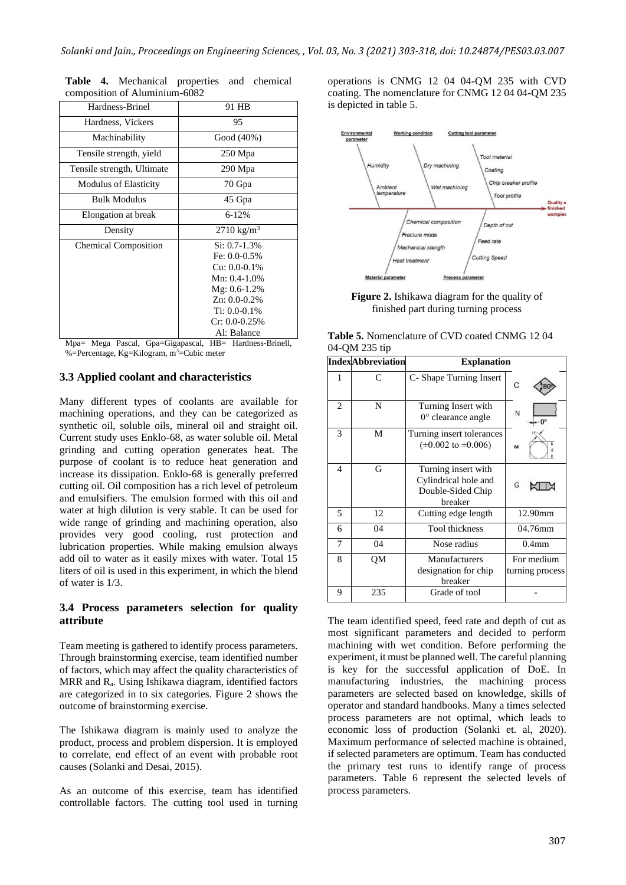**Table 4.** Mechanical properties and chemical composition of Aluminium-6082

| Hardness-Brinel | 91 HB |
|---|---|
| Hardness, Vickers | 95 |
| Machinability | Good (40%) |
| Tensile strength, yield | 250 Mpa |
| Tensile strength, Ultimate | 290 Mpa |
| Modulus of Elasticity | 70 Gpa |
| Bulk Modulus | 45 Gpa |
| Elongation at break | 6-12% |
| Density | 2710 $kg/m^3$ |
| Chemical Composition | Si: 0.7-1.3%<br>Fe: 0.0-0.5%<br>Cu: 0.0-0.1%<br>Mn: 0.4-1.0%<br>Mg: 0.6-1.2%<br>Zn: 0.0-0.2%<br>Ti: 0.0-0.1%<br>Cr: 0.0-0.25%<br>Al: Balance |

Mpa= Mega Pascal, Gpa=Gigapascal, HB= Hardness-Brinell, %=Percentage, Kg=Kilogram, $m^3$=Cubic meter

### 3.3 Applied coolant and characteristics

Many different types of coolants are available for machining operations, and they can be categorized as synthetic oil, soluble oils, mineral oil and straight oil. Current study uses Enklo-68, as water soluble oil. Metal grinding and cutting operation generates heat. The purpose of coolant is to reduce heat generation and increase its dissipation. Enklo-68 is generally preferred cutting oil. Oil composition has a rich level of petroleum and emulsifiers. The emulsion formed with this oil and water at high dilution is very stable. It can be used for wide range of grinding and machining operation, also provides very good cooling, rust protection and lubrication properties. While making emulsion always add oil to water as it easily mixes with water. Total 15 liters of oil is used in this experiment, in which the blend of water is 1/3.

### 3.4 Process parameters selection for quality attribute

Team meeting is gathered to identify process parameters. Through brainstorming exercise, team identified number of factors, which may affect the quality characteristics of MRR and $R_a$. Using Ishikawa diagram, identified factors are categorized in to six categories. Figure 2 shows the outcome of brainstorming exercise.

The Ishikawa diagram is mainly used to analyze the product, process and problem dispersion. It is employed to correlate, end effect of an event with probable root causes (Solanki and Desai, 2015).

As an outcome of this exercise, team has identified controllable factors. The cutting tool used in turning operations is CNMG 12 04 04-QM 235 with CVD coating. The nomenclature for CNMG 12 04 04-QM 235 is depicted in table 5.

**Figure 2.** Ishikawa diagram for the quality of finished part during turning process

**Table 5.** Nomenclature of CVD coated CNMG 12 04 04-QM 235 tip

| Index | Abbreviation | Explanation | |
|---|---|---|---|
| 1 | C | C- Shape Turning Insert | C (80°) |
| 2 | N | Turning Insert with 0° clearance angle | N (0°) |
| 3 | M | Turning insert tolerances (±0.002 to ±0.006) | M |
| 4 | G | Turning insert with Cylindrical hole and Double-Sided Chip breaker | G |
| 5 | 12 | Cutting edge length | 12.90mm |
| 6 | 04 | Tool thickness | 04.76mm |
| 7 | 04 | Nose radius | 0.4mm |
| 8 | QM | Manufacturers designation for chip breaker | For medium turning process |
| 9 | 235 | Grade of tool | - |

The team identified speed, feed rate and depth of cut as most significant parameters and decided to perform machining with wet condition. Before performing the experiment, it must be planned well. The careful planning is key for the successful application of DoE. In manufacturing industries, the machining process parameters are selected based on knowledge, skills of operator and standard handbooks. Many a times selected process parameters are not optimal, which leads to economic loss of production (Solanki et. al, 2020). Maximum performance of selected machine is obtained, if selected parameters are optimum. Team has conducted the primary test runs to identify range of process parameters. Table 6 represent the selected levels of process parameters.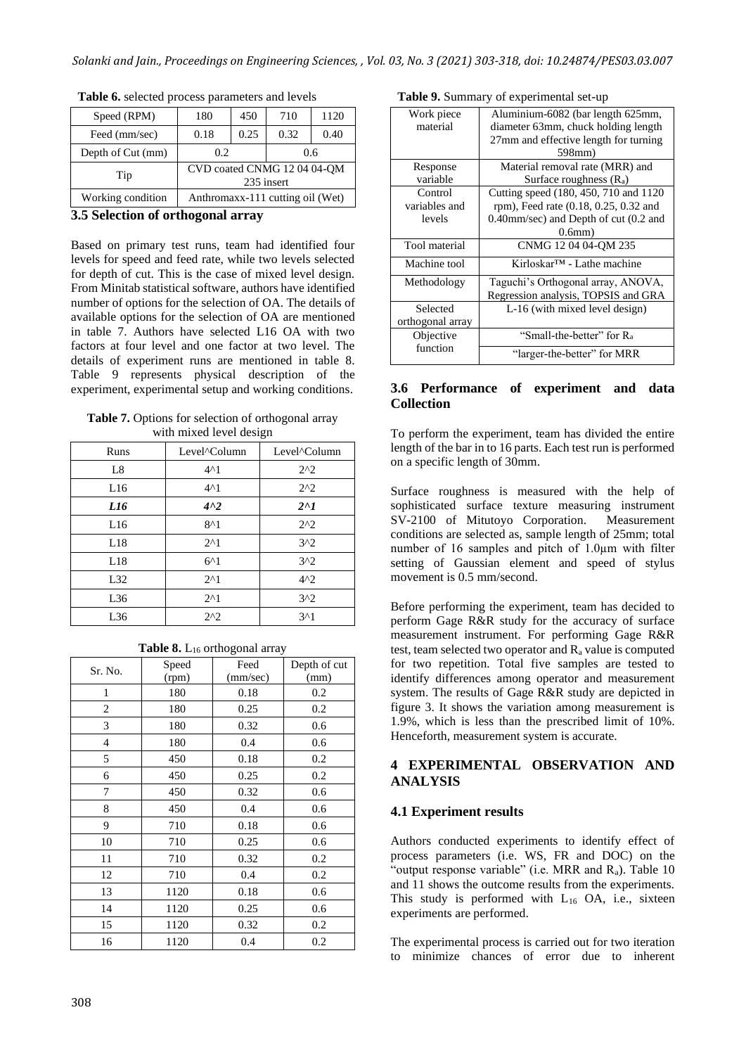**Table 6.** selected process parameters and levels

| Speed (RPM) | 180 | 450 | 710 | 1120 |
|---|---|---|---|---|
| Feed (mm/sec) | 0.18 | 0.25 | 0.32 | 0.40 |
| Depth of Cut (mm) | 0.2 | | 0.6 | |
| Tip | CVD coated CNMG 12 04 04-QM 235 insert | | | |
| Working condition | Anthromaxx-111 cutting oil (Wet) | | | |

### 3.5 Selection of orthogonal array

Based on primary test runs, team had identified four levels for speed and feed rate, while two levels selected for depth of cut. This is the case of mixed level design. From Minitab statistical software, authors have identified number of options for the selection of OA. The details of available options for the selection of OA are mentioned in table 7. Authors have selected L16 OA with two factors at four level and one factor at two level. The details of experiment runs are mentioned in table 8. Table 9 represents physical description of the experiment, experimental setup and working conditions.

**Table 7.** Options for selection of orthogonal array with mixed level design

| Runs | Level^Column | Level^Column |
|---|---|---|
| L8 | 4^1 | 2^2 |
| L16 | 4^1 | 2^2 |
| ***L16*** | ***4^2*** | ***2^1*** |
| L16 | 8^1 | 2^2 |
| L18 | 2^1 | 3^2 |
| L18 | 6^1 | 3^2 |
| L32 | 2^1 | 4^2 |
| L36 | 2^1 | 3^2 |
| L36 | 2^2 | 3^1 |

**Table 8.** $L_{16}$ orthogonal array

| Sr. No. | Speed (rpm) | Feed (mm/sec) | Depth of cut (mm) |
|---|---|---|---|
| 1 | 180 | 0.18 | 0.2 |
| 2 | 180 | 0.25 | 0.2 |
| 3 | 180 | 0.32 | 0.6 |
| 4 | 180 | 0.4 | 0.6 |
| 5 | 450 | 0.18 | 0.2 |
| 6 | 450 | 0.25 | 0.2 |
| 7 | 450 | 0.32 | 0.6 |
| 8 | 450 | 0.4 | 0.6 |
| 9 | 710 | 0.18 | 0.6 |
| 10 | 710 | 0.25 | 0.6 |
| 11 | 710 | 0.32 | 0.2 |
| 12 | 710 | 0.4 | 0.2 |
| 13 | 1120 | 0.18 | 0.6 |
| 14 | 1120 | 0.25 | 0.6 |
| 15 | 1120 | 0.32 | 0.2 |
| 16 | 1120 | 0.4 | 0.2 |

**Table 9.** Summary of experimental set-up

| Work piece material | Aluminium-6082 (bar length 625mm, diameter 63mm, chuck holding length 27mm and effective length for turning 598mm) |
|---|---|
| Response variable | Material removal rate (MRR) and Surface roughness ($R_a$) |
| Control variables and levels | Cutting speed (180, 450, 710 and 1120 rpm), Feed rate (0.18, 0.25, 0.32 and 0.40mm/sec) and Depth of cut (0.2 and 0.6mm) |
| Tool material | CNMG 12 04 04-QM 235 |
| Machine tool | Kirloskar™ - Lathe machine |
| Methodology | Taguchi's Orthogonal array, ANOVA, Regression analysis, TOPSIS and GRA |
| Selected orthogonal array | L-16 (with mixed level design) |
| Objective function | "Small-the-better" for $R_a$ |
| | "larger-the-better" for MRR |

### 3.6 Performance of experiment and data Collection

To perform the experiment, team has divided the entire length of the bar in to 16 parts. Each test run is performed on a specific length of 30mm.

Surface roughness is measured with the help of sophisticated surface texture measuring instrument SV-2100 of Mitutoyo Corporation. Measurement conditions are selected as, sample length of 25mm; total number of 16 samples and pitch of 1.0µm with filter setting of Gaussian element and speed of stylus movement is 0.5 mm/second.

Before performing the experiment, team has decided to perform Gage R&R study for the accuracy of surface measurement instrument. For performing Gage R&R test, team selected two operator and $R_a$ value is computed for two repetition. Total five samples are tested to identify differences among operator and measurement system. The results of Gage R&R study are depicted in figure 3. It shows the variation among measurement is 1.9%, which is less than the prescribed limit of 10%. Henceforth, measurement system is accurate.

## 4 EXPERIMENTAL OBSERVATION AND ANALYSIS

### 4.1 Experiment results

Authors conducted experiments to identify effect of process parameters (i.e. WS, FR and DOC) on the "output response variable" (i.e. MRR and $R_a$). Table 10 and 11 shows the outcome results from the experiments. This study is performed with $L_{16}$ OA, i.e., sixteen experiments are performed.

The experimental process is carried out for two iteration to minimize chances of error due to inherent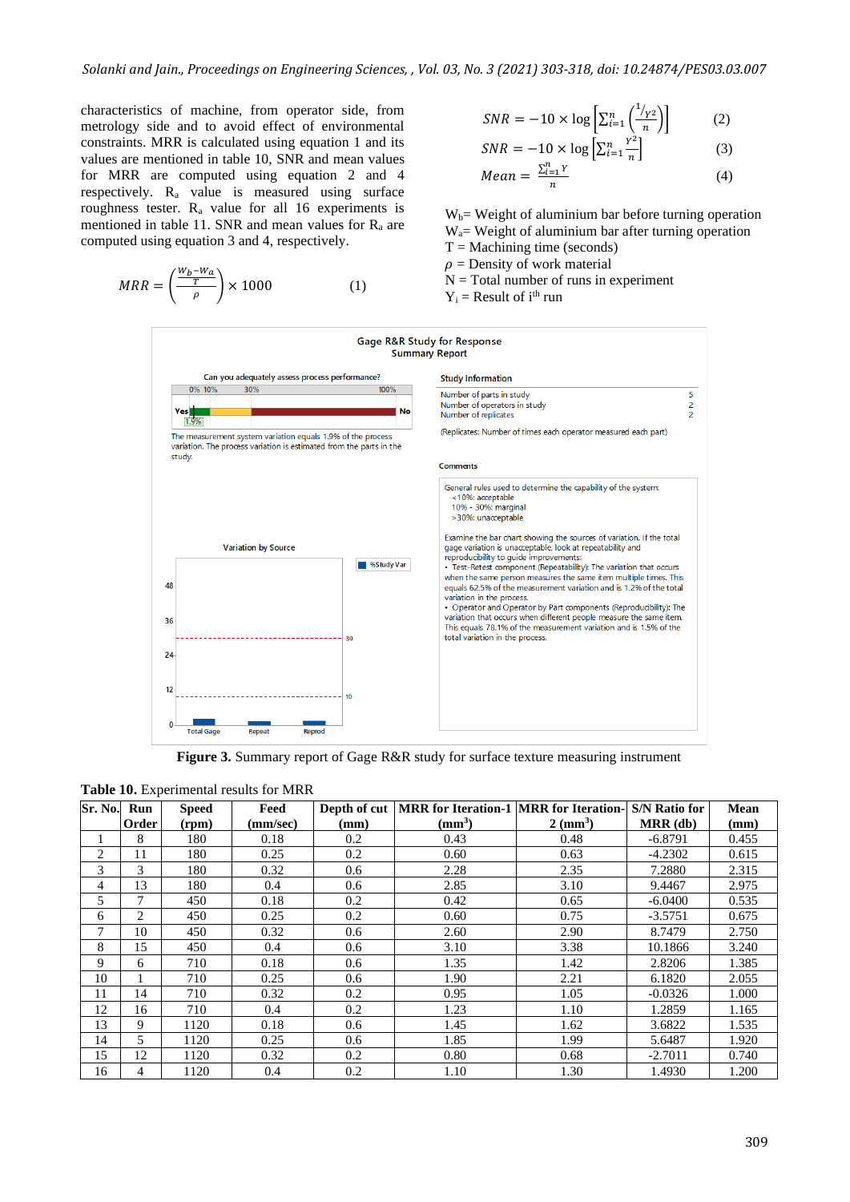characteristics of machine, from operator side, from metrology side and to avoid effect of environmental constraints. MRR is calculated using equation 1 and its values are mentioned in table 10, SNR and mean values for MRR are computed using equation 2 and 4 respectively. $R_a$ value is measured using surface roughness tester. $R_a$ value for all 16 experiments is mentioned in table 11. SNR and mean values for $R_a$ are computed using equation 3 and 4, respectively.

$$MRR = \left(\frac{\frac{W_b - W_a}{T}}{\rho}\right) \times 1000 \qquad (1)$$

$$SNR = -10 \times \log\left[\sum_{i=1}^{n}\left(\frac{1/Y^2}{n}\right)\right] \qquad (2)$$

$$SNR = -10 \times \log\left[\sum_{i=1}^{n}\frac{Y^2}{n}\right] \qquad (3)$$

$$Mean = \frac{\sum_{i=1}^{n} Y}{n} \qquad (4)$$

$W_b$ = Weight of aluminium bar before turning operation
$W_a$ = Weight of aluminium bar after turning operation
T = Machining time (seconds)
$\rho$ = Density of work material
N = Total number of runs in experiment
$Y_i$ = Result of $i^{th}$ run

**Figure 3.** Summary report of Gage R&R study for surface texture measuring instrument

**Table 10.** Experimental results for MRR

| Sr. No. | Run Order | Speed (rpm) | Feed (mm/sec) | Depth of cut (mm) | MRR for Iteration-1 (mm³) | MRR for Iteration-2 (mm³) | S/N Ratio for MRR (db) | Mean (mm) |
|---|---|---|---|---|---|---|---|---|
| 1 | 8 | 180 | 0.18 | 0.2 | 0.43 | 0.48 | -6.8791 | 0.455 |
| 2 | 11 | 180 | 0.25 | 0.2 | 0.60 | 0.63 | -4.2302 | 0.615 |
| 3 | 3 | 180 | 0.32 | 0.6 | 2.28 | 2.35 | 7.2880 | 2.315 |
| 4 | 13 | 180 | 0.4 | 0.6 | 2.85 | 3.10 | 9.4467 | 2.975 |
| 5 | 7 | 450 | 0.18 | 0.2 | 0.42 | 0.65 | -6.0400 | 0.535 |
| 6 | 2 | 450 | 0.25 | 0.2 | 0.60 | 0.75 | -3.5751 | 0.675 |
| 7 | 10 | 450 | 0.32 | 0.6 | 2.60 | 2.90 | 8.7479 | 2.750 |
| 8 | 15 | 450 | 0.4 | 0.6 | 3.10 | 3.38 | 10.1866 | 3.240 |
| 9 | 6 | 710 | 0.18 | 0.6 | 1.35 | 1.42 | 2.8206 | 1.385 |
| 10 | 1 | 710 | 0.25 | 0.6 | 1.90 | 2.21 | 6.1820 | 2.055 |
| 11 | 14 | 710 | 0.32 | 0.2 | 0.95 | 1.05 | -0.0326 | 1.000 |
| 12 | 16 | 710 | 0.4 | 0.2 | 1.23 | 1.10 | 1.2859 | 1.165 |
| 13 | 9 | 1120 | 0.18 | 0.6 | 1.45 | 1.62 | 3.6822 | 1.535 |
| 14 | 5 | 1120 | 0.25 | 0.6 | 1.85 | 1.99 | 5.6487 | 1.920 |
| 15 | 12 | 1120 | 0.32 | 0.2 | 0.80 | 0.68 | -2.7011 | 0.740 |
| 16 | 4 | 1120 | 0.4 | 0.2 | 1.10 | 1.30 | 1.4930 | 1.200 |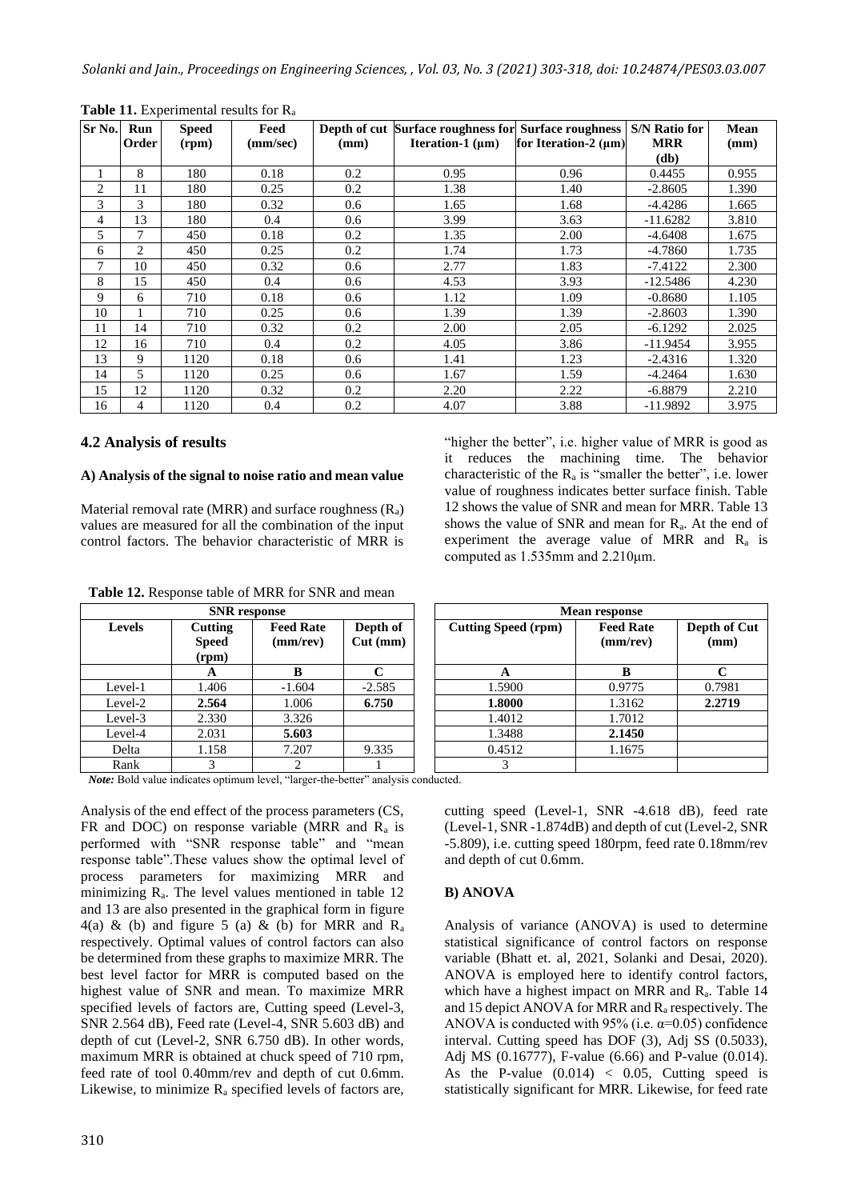**Table 11.** Experimental results for $R_a$

| Sr No. | Run Order | Speed (rpm) | Feed (mm/sec) | Depth of cut (mm) | Surface roughness for Iteration-1 (μm) | Surface roughness for Iteration-2 (μm) | S/N Ratio for MRR (db) | Mean (mm) |
|---|---|---|---|---|---|---|---|---|
| 1 | 8 | 180 | 0.18 | 0.2 | 0.95 | 0.96 | 0.4455 | 0.955 |
| 2 | 11 | 180 | 0.25 | 0.2 | 1.38 | 1.40 | -2.8605 | 1.390 |
| 3 | 3 | 180 | 0.32 | 0.6 | 1.65 | 1.68 | -4.4286 | 1.665 |
| 4 | 13 | 180 | 0.4 | 0.6 | 3.99 | 3.63 | -11.6282 | 3.810 |
| 5 | 7 | 450 | 0.18 | 0.2 | 1.35 | 2.00 | -4.6408 | 1.675 |
| 6 | 2 | 450 | 0.25 | 0.2 | 1.74 | 1.73 | -4.7860 | 1.735 |
| 7 | 10 | 450 | 0.32 | 0.6 | 2.77 | 1.83 | -7.4122 | 2.300 |
| 8 | 15 | 450 | 0.4 | 0.6 | 4.53 | 3.93 | -12.5486 | 4.230 |
| 9 | 6 | 710 | 0.18 | 0.6 | 1.12 | 1.09 | -0.8680 | 1.105 |
| 10 | 1 | 710 | 0.25 | 0.6 | 1.39 | 1.39 | -2.8603 | 1.390 |
| 11 | 14 | 710 | 0.32 | 0.2 | 2.00 | 2.05 | -6.1292 | 2.025 |
| 12 | 16 | 710 | 0.4 | 0.2 | 4.05 | 3.86 | -11.9454 | 3.955 |
| 13 | 9 | 1120 | 0.18 | 0.6 | 1.41 | 1.23 | -2.4316 | 1.320 |
| 14 | 5 | 1120 | 0.25 | 0.6 | 1.67 | 1.59 | -4.2464 | 1.630 |
| 15 | 12 | 1120 | 0.32 | 0.2 | 2.20 | 2.22 | -6.8879 | 2.210 |
| 16 | 4 | 1120 | 0.4 | 0.2 | 4.07 | 3.88 | -11.9892 | 3.975 |

### 4.2 Analysis of results

#### A) Analysis of the signal to noise ratio and mean value

Material removal rate (MRR) and surface roughness ($R_a$) values are measured for all the combination of the input control factors. The behavior characteristic of MRR is "higher the better", i.e. higher value of MRR is good as it reduces the machining time. The behavior characteristic of the $R_a$ is "smaller the better", i.e. lower value of roughness indicates better surface finish. Table 12 shows the value of SNR and mean for MRR. Table 13 shows the value of SNR and mean for $R_a$. At the end of experiment the average value of MRR and $R_a$ is computed as 1.535mm and 2.210μm.

**Table 12.** Response table of MRR for SNR and mean

| SNR response | | | | Mean response | | |
|---|---|---|---|---|---|---|
| Levels | Cutting Speed (rpm) | Feed Rate (mm/rev) | Depth of Cut (mm) | Cutting Speed (rpm) | Feed Rate (mm/rev) | Depth of Cut (mm) |
| | A | B | C | A | B | C |
| Level-1 | 1.406 | -1.604 | -2.585 | 1.5900 | 0.9775 | 0.7981 |
| Level-2 | **2.564** | 1.006 | **6.750** | **1.8000** | 1.3162 | **2.2719** |
| Level-3 | 2.330 | 3.326 | | 1.4012 | 1.7012 | |
| Level-4 | 2.031 | **5.603** | | 1.3488 | **2.1450** | |
| Delta | 1.158 | 7.207 | 9.335 | 0.4512 | 1.1675 | |
| Rank | 3 | 2 | 1 | 3 | | |

*Note:* Bold value indicates optimum level, "larger-the-better" analysis conducted.

Analysis of the end effect of the process parameters (CS, FR and DOC) on response variable (MRR and $R_a$ is performed with "SNR response table" and "mean response table".These values show the optimal level of process parameters for maximizing MRR and minimizing $R_a$. The level values mentioned in table 12 and 13 are also presented in the graphical form in figure 4(a) & (b) and figure 5 (a) & (b) for MRR and $R_a$ respectively. Optimal values of control factors can also be determined from these graphs to maximize MRR. The best level factor for MRR is computed based on the highest value of SNR and mean. To maximize MRR specified levels of factors are, Cutting speed (Level-3, SNR 2.564 dB), Feed rate (Level-4, SNR 5.603 dB) and depth of cut (Level-2, SNR 6.750 dB). In other words, maximum MRR is obtained at chuck speed of 710 rpm, feed rate of tool 0.40mm/rev and depth of cut 0.6mm. Likewise, to minimize $R_a$ specified levels of factors are, cutting speed (Level-1, SNR -4.618 dB), feed rate (Level-1, SNR -1.874dB) and depth of cut (Level-2, SNR -5.809), i.e. cutting speed 180rpm, feed rate 0.18mm/rev and depth of cut 0.6mm.

#### B) ANOVA

Analysis of variance (ANOVA) is used to determine statistical significance of control factors on response variable (Bhatt et. al, 2021, Solanki and Desai, 2020). ANOVA is employed here to identify control factors, which have a highest impact on MRR and $R_a$. Table 14 and 15 depict ANOVA for MRR and $R_a$ respectively. The ANOVA is conducted with 95% (i.e. $\alpha$=0.05) confidence interval. Cutting speed has DOF (3), Adj SS (0.5033), Adj MS (0.16777), F-value (6.66) and P-value (0.014). As the P-value (0.014) < 0.05, Cutting speed is statistically significant for MRR. Likewise, for feed rate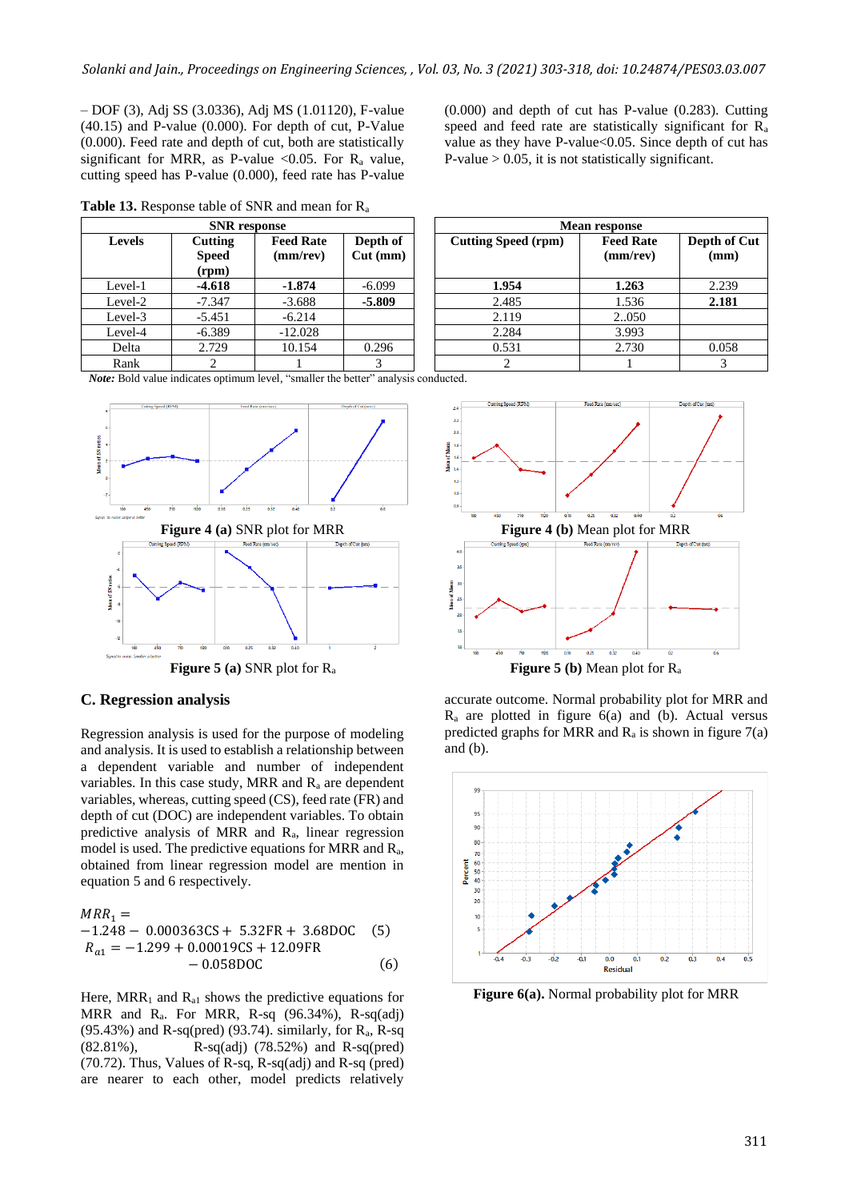– DOF (3), Adj SS (3.0336), Adj MS (1.01120), F-value (40.15) and P-value (0.000). For depth of cut, P-Value (0.000). Feed rate and depth of cut, both are statistically significant for MRR, as P-value <0.05. For $R_a$ value, cutting speed has P-value (0.000), feed rate has P-value (0.000) and depth of cut has P-value (0.283). Cutting speed and feed rate are statistically significant for $R_a$ value as they have P-value<0.05. Since depth of cut has P-value > 0.05, it is not statistically significant.

**Table 13.** Response table of SNR and mean for $R_a$

| SNR response | | | | Mean response | | |
|---|---|---|---|---|---|---|
| Levels | Cutting Speed (rpm) | Feed Rate (mm/rev) | Depth of Cut (mm) | Cutting Speed (rpm) | Feed Rate (mm/rev) | Depth of Cut (mm) |
| Level-1 | **-4.618** | **-1.874** | -6.099 | **1.954** | **1.263** | 2.239 |
| Level-2 | -7.347 | -3.688 | **-5.809** | 2.485 | 1.536 | **2.181** |
| Level-3 | -5.451 | -6.214 | | 2.119 | 2..050 | |
| Level-4 | -6.389 | -12.028 | | 2.284 | 3.993 | |
| Delta | 2.729 | 10.154 | 0.296 | 0.531 | 2.730 | 0.058 |
| Rank | 2 | 1 | 3 | 2 | 1 | 3 |

***Note:*** Bold value indicates optimum level, "smaller the better" analysis conducted.

**Figure 4 (a)** SNR plot for MRR

**Figure 4 (b)** Mean plot for MRR

**Figure 5 (a)** SNR plot for $R_a$

**Figure 5 (b)** Mean plot for $R_a$

## C. Regression analysis

Regression analysis is used for the purpose of modeling and analysis. It is used to establish a relationship between a dependent variable and number of independent variables. In this case study, MRR and $R_a$ are dependent variables, whereas, cutting speed (CS), feed rate (FR) and depth of cut (DOC) are independent variables. To obtain predictive analysis of MRR and $R_a$, linear regression model is used. The predictive equations for MRR and $R_a$, obtained from linear regression model are mention in equation 5 and 6 respectively.

$$MRR_1 = -1.248 - 0.000363CS + 5.32FR + 3.68DOC \quad (5)$$

$$R_{a1} = -1.299 + 0.00019CS + 12.09FR - 0.058DOC \quad (6)$$

Here, $MRR_1$ and $R_{a1}$ shows the predictive equations for MRR and $R_a$. For MRR, R-sq (96.34%), R-sq(adj) (95.43%) and R-sq(pred) (93.74). similarly, for $R_a$, R-sq (82.81%), R-sq(adj) (78.52%) and R-sq(pred) (70.72). Thus, Values of R-sq, R-sq(adj) and R-sq (pred) are nearer to each other, model predicts relatively accurate outcome. Normal probability plot for MRR and $R_a$ are plotted in figure 6(a) and (b). Actual versus predicted graphs for MRR and $R_a$ is shown in figure 7(a) and (b).

**Figure 6(a).** Normal probability plot for MRR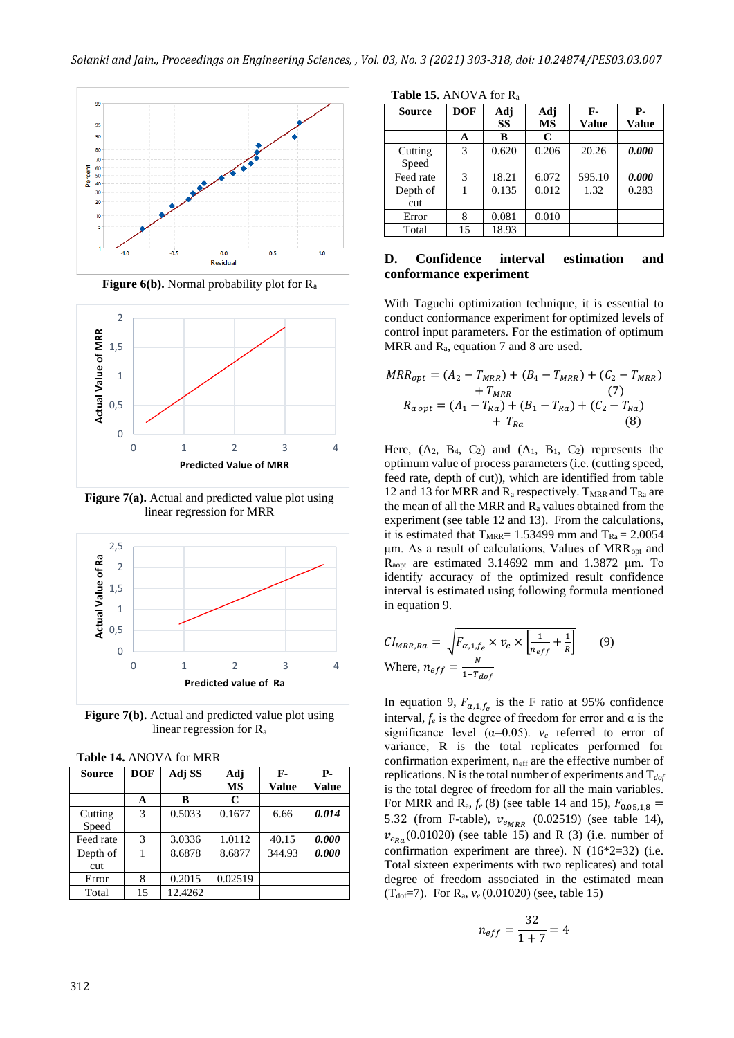**Figure 6(b).** Normal probability plot for $R_a$

**Figure 7(a).** Actual and predicted value plot using linear regression for MRR

**Figure 7(b).** Actual and predicted value plot using linear regression for $R_a$

**Table 14.** ANOVA for MRR

| Source | DOF | Adj SS | Adj MS | F-Value | P-Value |
|---|---|---|---|---|---|
| | A | B | C | | |
| Cutting Speed | 3 | 0.5033 | 0.1677 | 6.66 | ***0.014*** |
| Feed rate | 3 | 3.0336 | 1.0112 | 40.15 | ***0.000*** |
| Depth of cut | 1 | 8.6878 | 8.6877 | 344.93 | ***0.000*** |
| Error | 8 | 0.2015 | 0.02519 | | |
| Total | 15 | 12.4262 | | | |

**Table 15.** ANOVA for $R_a$

| Source | DOF | Adj SS | Adj MS | F-Value | P-Value |
|---|---|---|---|---|---|
| | A | B | C | | |
| Cutting Speed | 3 | 0.620 | 0.206 | 20.26 | ***0.000*** |
| Feed rate | 3 | 18.21 | 6.072 | 595.10 | ***0.000*** |
| Depth of cut | 1 | 0.135 | 0.012 | 1.32 | 0.283 |
| Error | 8 | 0.081 | 0.010 | | |
| Total | 15 | 18.93 | | | |

### D. Confidence interval estimation and conformance experiment

With Taguchi optimization technique, it is essential to conduct conformance experiment for optimized levels of control input parameters. For the estimation of optimum MRR and $R_a$, equation 7 and 8 are used.

$$MRR_{opt} = (A_2 - T_{MRR}) + (B_4 - T_{MRR}) + (C_2 - T_{MRR}) + T_{MRR} \quad (7)$$

$$R_{a\,opt} = (A_1 - T_{Ra}) + (B_1 - T_{Ra}) + (C_2 - T_{Ra}) + T_{Ra} \quad (8)$$

Here, ($A_2$, $B_4$, $C_2$) and ($A_1$, $B_1$, $C_2$) represents the optimum value of process parameters (i.e. cutting speed, feed rate, depth of cut)), which are identified from table 12 and 13 for MRR and $R_a$ respectively. $T_{MRR}$ and $T_{Ra}$ are the mean of all the MRR and $R_a$ values obtained from the experiment (see table 12 and 13). From the calculations, it is estimated that $T_{MRR}$= 1.53499 mm and $T_{Ra}$ = 2.0054 µm. As a result of calculations, Values of $MRR_{opt}$ and $R_{aopt}$ are estimated 3.14692 mm and 1.3872 µm. To identify accuracy of the optimized result confidence interval is estimated using following formula mentioned in equation 9.

$$CI_{MRR,Ra} = \sqrt{F_{\alpha,1,f_e} \times v_e \times \left[\frac{1}{n_{eff}} + \frac{1}{R}\right]} \quad (9)$$

Where, $n_{eff} = \frac{N}{1+T_{dof}}$

In equation 9, $F_{\alpha,1,f_e}$ is the F ratio at 95% confidence interval, $f_e$ is the degree of freedom for error and α is the significance level (α=0.05). $v_e$ referred to error of variance, R is the total replicates performed for confirmation experiment, $n_{eff}$ are the effective number of replications. N is the total number of experiments and $T_{dof}$ is the total degree of freedom for all the main variables. For MRR and $R_a$, $f_e$ (8) (see table 14 and 15), $F_{0.05,1,8}$ = 5.32 (from F-table), $v_{e_{MRR}}$ (0.02519) (see table 14), $v_{e_{Ra}}$(0.01020) (see table 15) and R (3) (i.e. number of confirmation experiment are three). N (16*2=32) (i.e. Total sixteen experiments with two replicates) and total degree of freedom associated in the estimated mean ($T_{dof}$=7). For $R_a$, $v_e$ (0.01020) (see, table 15)

$$n_{eff} = \frac{32}{1+7} = 4$$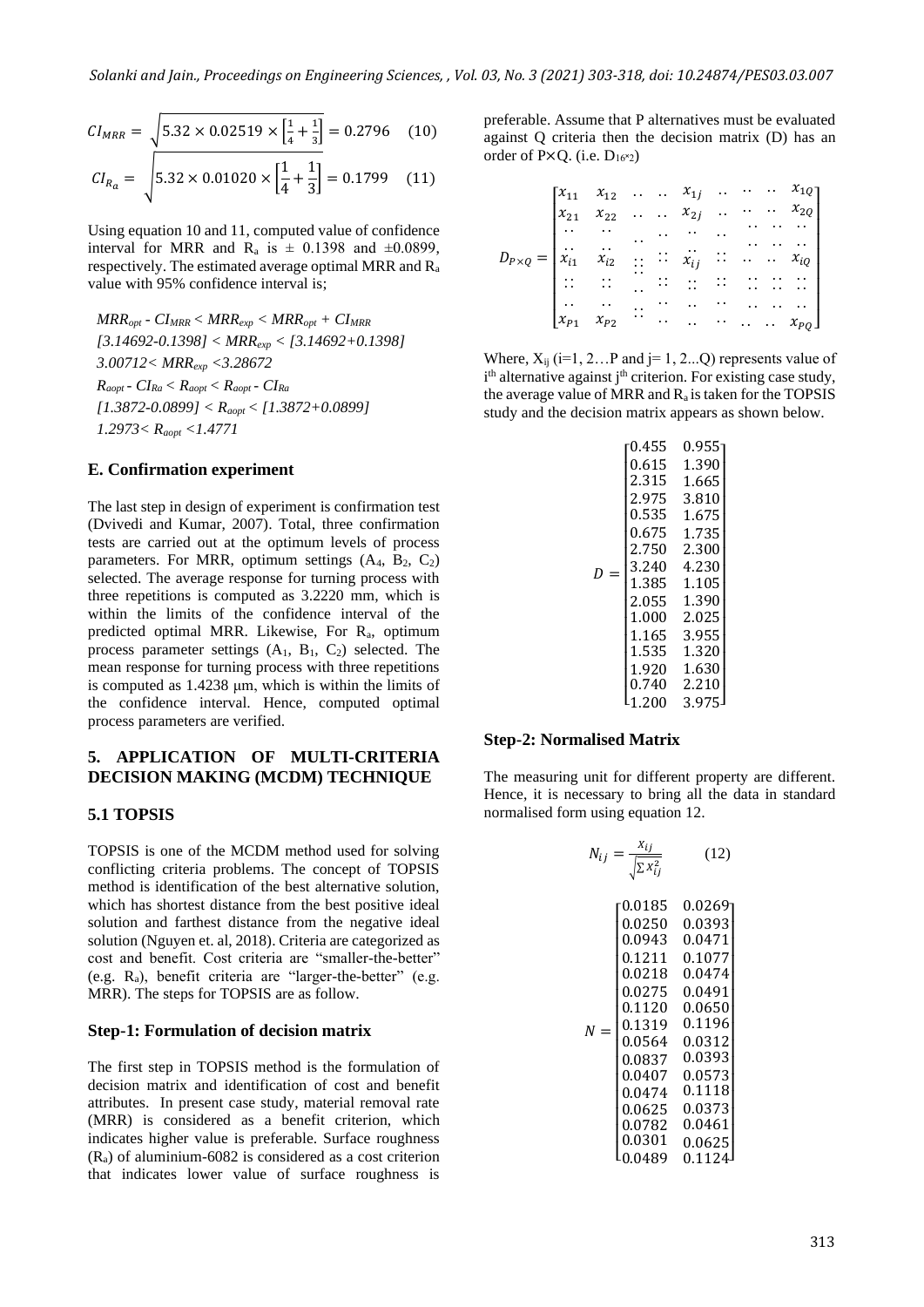$$CI_{MRR} = \sqrt{5.32 \times 0.02519 \times \left[\frac{1}{4} + \frac{1}{3}\right]} = 0.2796 \quad (10)$$

$$CI_{R_a} = \sqrt{5.32 \times 0.01020 \times \left[\frac{1}{4} + \frac{1}{3}\right]} = 0.1799 \quad (11)$$

Using equation 10 and 11, computed value of confidence interval for MRR and $R_a$ is $\pm$ 0.1398 and $\pm$0.0899, respectively. The estimated average optimal MRR and $R_a$ value with 95% confidence interval is;

$MRR_{opt} - CI_{MRR} < MRR_{exp} < MRR_{opt} + CI_{MRR}$

$[3.14692-0.1398] < MRR_{exp} < [3.14692+0.1398]$

$3.00712 < MRR_{exp} < 3.28672$

$R_{aopt} - CI_{Ra} < R_{aopt} < R_{aopt} - CI_{Ra}$

$[1.3872-0.0899] < R_{aopt} < [1.3872+0.0899]$

$1.2973 < R_{aopt} < 1.4771$

### E. Confirmation experiment

The last step in design of experiment is confirmation test (Dvivedi and Kumar, 2007). Total, three confirmation tests are carried out at the optimum levels of process parameters. For MRR, optimum settings ($A_4$, $B_2$, $C_2$) selected. The average response for turning process with three repetitions is computed as 3.2220 mm, which is within the limits of the confidence interval of the predicted optimal MRR. Likewise, For $R_a$, optimum process parameter settings ($A_1$, $B_1$, $C_2$) selected. The mean response for turning process with three repetitions is computed as 1.4238 μm, which is within the limits of the confidence interval. Hence, computed optimal process parameters are verified.

## 5. APPLICATION OF MULTI-CRITERIA DECISION MAKING (MCDM) TECHNIQUE

### 5.1 TOPSIS

TOPSIS is one of the MCDM method used for solving conflicting criteria problems. The concept of TOPSIS method is identification of the best alternative solution, which has shortest distance from the best positive ideal solution and farthest distance from the negative ideal solution (Nguyen et. al, 2018). Criteria are categorized as cost and benefit. Cost criteria are "smaller-the-better" (e.g. $R_a$), benefit criteria are "larger-the-better" (e.g. MRR). The steps for TOPSIS are as follow.

### Step-1: Formulation of decision matrix

The first step in TOPSIS method is the formulation of decision matrix and identification of cost and benefit attributes. In present case study, material removal rate (MRR) is considered as a benefit criterion, which indicates higher value is preferable. Surface roughness ($R_a$) of aluminium-6082 is considered as a cost criterion that indicates lower value of surface roughness is preferable. Assume that P alternatives must be evaluated against Q criteria then the decision matrix (D) has an order of P×Q. (i.e. $D_{16*2}$)

$$D_{P\times Q} = \begin{bmatrix} x_{11} & x_{12} & \cdots & \cdots & x_{1j} & \cdots & \cdots & \cdots & x_{1Q} \\ x_{21} & x_{22} & \cdots & \cdots & x_{2j} & \cdots & \cdots & \cdots & x_{2Q} \\ \cdots & \cdots & \cdots & \cdots & \cdots & \cdots & \cdots & \cdots & \cdots \\ x_{i1} & x_{i2} & \vdots & \vdots & x_{ij} & \vdots & \cdots & \cdots & x_{iQ} \\ \vdots & \vdots & \cdots & \vdots & \vdots & \vdots & \vdots & \vdots & \vdots \\ \cdots & \cdots & \vdots & \cdots & \cdots & \cdots & \cdots & \cdots & \cdots \\ x_{P1} & x_{P2} & \vdots & \cdots & \cdots & \cdots & \cdots & \cdots & x_{PQ} \end{bmatrix}$$

Where, $X_{ij}$ (i=1, 2…P and j= 1, 2...Q) represents value of $i^{th}$ alternative against $j^{th}$ criterion. For existing case study, the average value of MRR and $R_a$ is taken for the TOPSIS study and the decision matrix appears as shown below.

$$D = \begin{bmatrix} 0.455 & 0.955 \\ 0.615 & 1.390 \\ 2.315 & 1.665 \\ 2.975 & 3.810 \\ 0.535 & 1.675 \\ 0.675 & 1.735 \\ 2.750 & 2.300 \\ 3.240 & 4.230 \\ 1.385 & 1.105 \\ 2.055 & 1.390 \\ 1.000 & 2.025 \\ 1.165 & 3.955 \\ 1.535 & 1.320 \\ 1.920 & 1.630 \\ 0.740 & 2.210 \\ 1.200 & 3.975 \end{bmatrix}$$

### Step-2: Normalised Matrix

The measuring unit for different property are different. Hence, it is necessary to bring all the data in standard normalised form using equation 12.

$$N_{ij} = \frac{x_{ij}}{\sqrt{\sum x_{ij}^2}} \qquad (12)$$

$$N = \begin{bmatrix} 0.0185 & 0.0269 \\ 0.0250 & 0.0393 \\ 0.0943 & 0.0471 \\ 0.1211 & 0.1077 \\ 0.0218 & 0.0474 \\ 0.0275 & 0.0491 \\ 0.1120 & 0.0650 \\ 0.1319 & 0.1196 \\ 0.0564 & 0.0312 \\ 0.0837 & 0.0393 \\ 0.0407 & 0.0573 \\ 0.0474 & 0.1118 \\ 0.0625 & 0.0373 \\ 0.0782 & 0.0461 \\ 0.0301 & 0.0625 \\ 0.0489 & 0.1124 \end{bmatrix}$$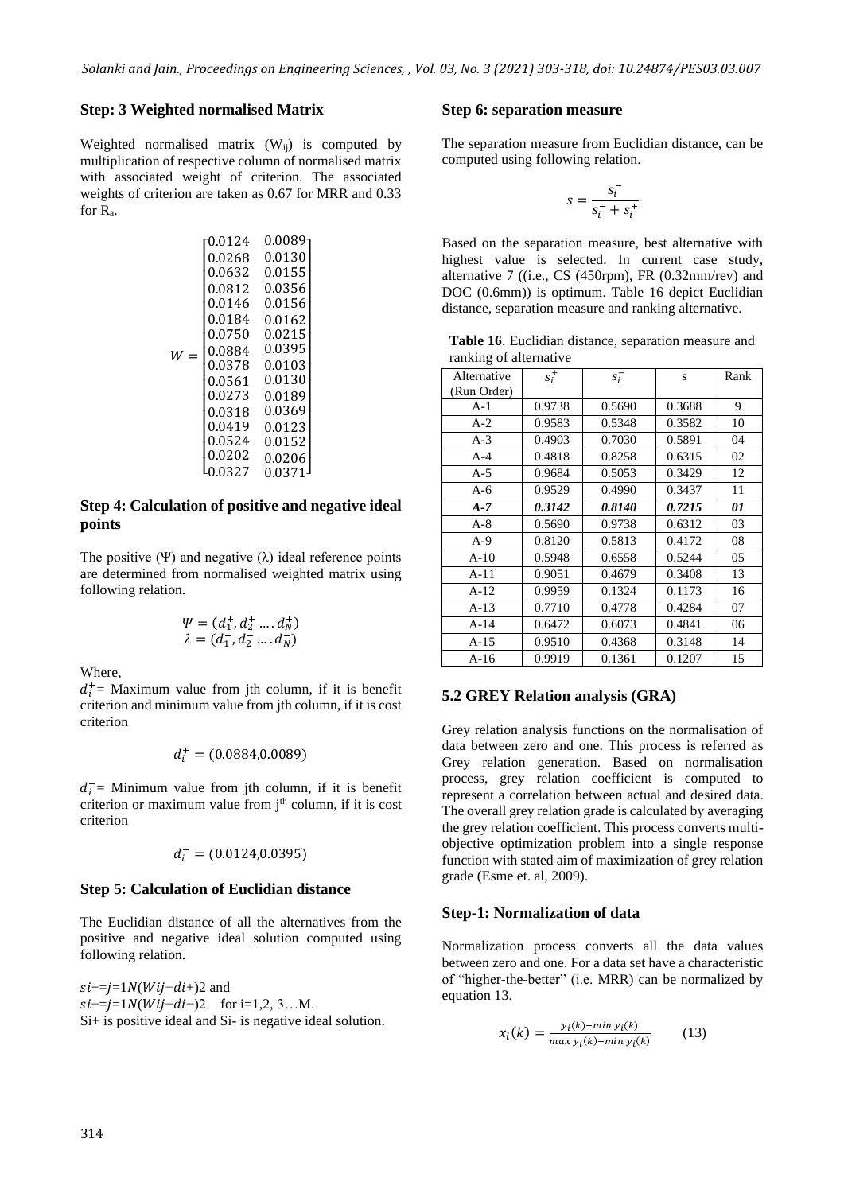### Step: 3 Weighted normalised Matrix

Weighted normalised matrix ($W_{ij}$) is computed by multiplication of respective column of normalised matrix with associated weight of criterion. The associated weights of criterion are taken as 0.67 for MRR and 0.33 for $R_a$.

$$W = \begin{bmatrix} 0.0124 & 0.0089 \\ 0.0268 & 0.0130 \\ 0.0632 & 0.0155 \\ 0.0812 & 0.0356 \\ 0.0146 & 0.0156 \\ 0.0184 & 0.0162 \\ 0.0750 & 0.0215 \\ 0.0884 & 0.0395 \\ 0.0378 & 0.0103 \\ 0.0561 & 0.0130 \\ 0.0273 & 0.0189 \\ 0.0318 & 0.0369 \\ 0.0419 & 0.0123 \\ 0.0524 & 0.0152 \\ 0.0202 & 0.0206 \\ 0.0327 & 0.0371 \end{bmatrix}$$

### Step 4: Calculation of positive and negative ideal points

The positive ($\Psi$) and negative ($\lambda$) ideal reference points are determined from normalised weighted matrix using following relation.

$$\Psi = (d_1^+, d_2^+ \ldots . d_N^+)$$
$$\lambda = (d_1^-, d_2^- \ldots . d_N^-)$$

Where,

$d_i^+$ = Maximum value from jth column, if it is benefit criterion and minimum value from jth column, if it is cost criterion

$$d_i^+ = (0.0884, 0.0089)$$

$d_i^-$ = Minimum value from jth column, if it is benefit criterion or maximum value from j[th] column, if it is cost criterion

$$d_i^- = (0.0124, 0.0395)$$

### Step 5: Calculation of Euclidian distance

The Euclidian distance of all the alternatives from the positive and negative ideal solution computed using following relation.

$si+=j=1N(Wij-di+)2$ and
$si-=j=1N(Wij-di-)2$ for i=1,2, 3…M.
Si+ is positive ideal and Si- is negative ideal solution.

### Step 6: separation measure

The separation measure from Euclidian distance, can be computed using following relation.

$$s = \frac{s_i^-}{s_i^- + s_i^+}$$

Based on the separation measure, best alternative with highest value is selected. In current case study, alternative 7 ((i.e., CS (450rpm), FR (0.32mm/rev) and DOC (0.6mm)) is optimum. Table 16 depict Euclidian distance, separation measure and ranking alternative.

**Table 16**. Euclidian distance, separation measure and ranking of alternative

| Alternative (Run Order) | $s_i^+$ | $s_i^-$ | s | Rank |
|---|---|---|---|---|
| A-1 | 0.9738 | 0.5690 | 0.3688 | 9 |
| A-2 | 0.9583 | 0.5348 | 0.3582 | 10 |
| A-3 | 0.4903 | 0.7030 | 0.5891 | 04 |
| A-4 | 0.4818 | 0.8258 | 0.6315 | 02 |
| A-5 | 0.9684 | 0.5053 | 0.3429 | 12 |
| A-6 | 0.9529 | 0.4990 | 0.3437 | 11 |
| ***A-7*** | ***0.3142*** | ***0.8140*** | ***0.7215*** | ***01*** |
| A-8 | 0.5690 | 0.9738 | 0.6312 | 03 |
| A-9 | 0.8120 | 0.5813 | 0.4172 | 08 |
| A-10 | 0.5948 | 0.6558 | 0.5244 | 05 |
| A-11 | 0.9051 | 0.4679 | 0.3408 | 13 |
| A-12 | 0.9959 | 0.1324 | 0.1173 | 16 |
| A-13 | 0.7710 | 0.4778 | 0.4284 | 07 |
| A-14 | 0.6472 | 0.6073 | 0.4841 | 06 |
| A-15 | 0.9510 | 0.4368 | 0.3148 | 14 |
| A-16 | 0.9919 | 0.1361 | 0.1207 | 15 |

## 5.2 GREY Relation analysis (GRA)

Grey relation analysis functions on the normalisation of data between zero and one. This process is referred as Grey relation generation. Based on normalisation process, grey relation coefficient is computed to represent a correlation between actual and desired data. The overall grey relation grade is calculated by averaging the grey relation coefficient. This process converts multi-objective optimization problem into a single response function with stated aim of maximization of grey relation grade (Esme et. al, 2009).

### Step-1: Normalization of data

Normalization process converts all the data values between zero and one. For a data set have a characteristic of "higher-the-better" (i.e. MRR) can be normalized by equation 13.

$$x_i(k) = \frac{y_i(k) - \min y_i(k)}{\max y_i(k) - \min y_i(k)} \qquad (13)$$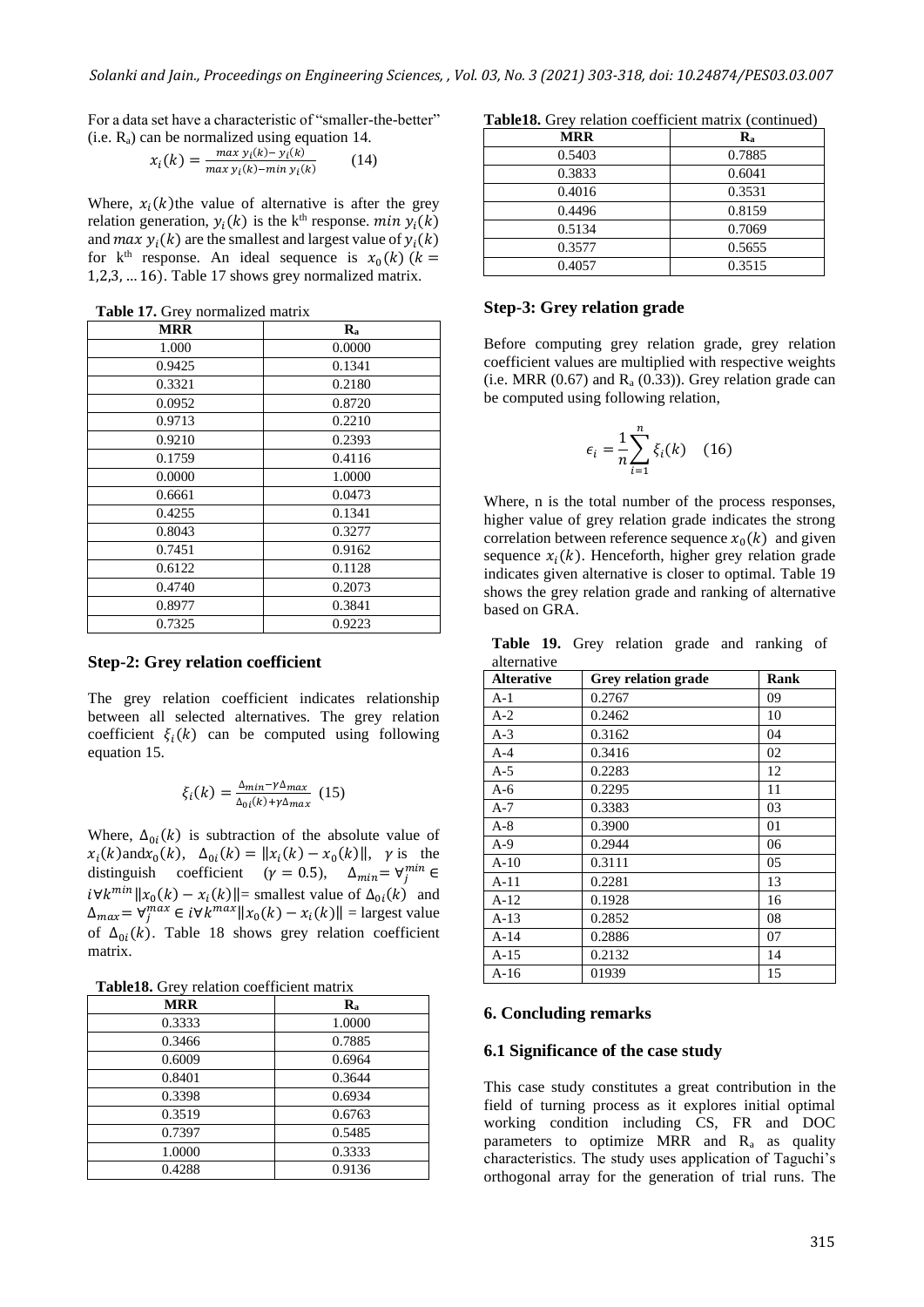For a data set have a characteristic of "smaller-the-better" (i.e. $R_a$) can be normalized using equation 14.

$$x_i(k) = \frac{max\ y_i(k) - y_i(k)}{max\ y_i(k) - min\ y_i(k)} \quad (14)$$

Where, $x_i(k)$the value of alternative is after the grey relation generation, $y_i(k)$ is the k[th] response. $min\ y_i(k)$ and $max\ y_i(k)$ are the smallest and largest value of $y_i(k)$ for k[th] response. An ideal sequence is $x_0(k)$ $(k = 1,2,3, \ldots 16)$. Table 17 shows grey normalized matrix.

**Table 17.** Grey normalized matrix

| MRR | $R_a$ |
|---|---|
| 1.000 | 0.0000 |
| 0.9425 | 0.1341 |
| 0.3321 | 0.2180 |
| 0.0952 | 0.8720 |
| 0.9713 | 0.2210 |
| 0.9210 | 0.2393 |
| 0.1759 | 0.4116 |
| 0.0000 | 1.0000 |
| 0.6661 | 0.0473 |
| 0.4255 | 0.1341 |
| 0.8043 | 0.3277 |
| 0.7451 | 0.9162 |
| 0.6122 | 0.1128 |
| 0.4740 | 0.2073 |
| 0.8977 | 0.3841 |
| 0.7325 | 0.9223 |

### Step-2: Grey relation coefficient

The grey relation coefficient indicates relationship between all selected alternatives. The grey relation coefficient $\xi_i(k)$ can be computed using following equation 15.

$$\xi_i(k) = \frac{\Delta_{min} - \gamma\Delta_{max}}{\Delta_{0i}(k) + \gamma\Delta_{max}} \quad (15)$$

Where, $\Delta_{0i}(k)$ is subtraction of the absolute value of $x_i(k)$and$x_0(k)$, $\Delta_{0i}(k) = \|x_i(k) - x_0(k)\|$, $\gamma$ is the distinguish coefficient $(\gamma = 0.5)$, $\Delta_{min} = \forall_j^{min} \in i\forall k^{min}\|x_0(k) - x_i(k)\|$= smallest value of $\Delta_{0i}(k)$ and $\Delta_{max} = \forall_j^{max} \in i\forall k^{max}\|x_0(k) - x_i(k)\|$ = largest value of $\Delta_{0i}(k)$. Table 18 shows grey relation coefficient matrix.

**Table18.** Grey relation coefficient matrix

| MRR | $R_a$ |
|---|---|
| 0.3333 | 1.0000 |
| 0.3466 | 0.7885 |
| 0.6009 | 0.6964 |
| 0.8401 | 0.3644 |
| 0.3398 | 0.6934 |
| 0.3519 | 0.6763 |
| 0.7397 | 0.5485 |
| 1.0000 | 0.3333 |
| 0.4288 | 0.9136 |
| 0.5403 | 0.7885 |
| 0.3833 | 0.6041 |
| 0.4016 | 0.3531 |
| 0.4496 | 0.8159 |
| 0.5134 | 0.7069 |
| 0.3577 | 0.5655 |
| 0.4057 | 0.3515 |

### Step-3: Grey relation grade

Before computing grey relation grade, grey relation coefficient values are multiplied with respective weights (i.e. MRR (0.67) and $R_a$ (0.33)). Grey relation grade can be computed using following relation,

$$\epsilon_i = \frac{1}{n}\sum_{i=1}^{n}\xi_i(k) \quad (16)$$

Where, n is the total number of the process responses, higher value of grey relation grade indicates the strong correlation between reference sequence $x_0(k)$ and given sequence $x_i(k)$. Henceforth, higher grey relation grade indicates given alternative is closer to optimal. Table 19 shows the grey relation grade and ranking of alternative based on GRA.

**Table 19.** Grey relation grade and ranking of alternative

| Alterative | Grey relation grade | Rank |
|---|---|---|
| A-1 | 0.2767 | 09 |
| A-2 | 0.2462 | 10 |
| A-3 | 0.3162 | 04 |
| A-4 | 0.3416 | 02 |
| A-5 | 0.2283 | 12 |
| A-6 | 0.2295 | 11 |
| A-7 | 0.3383 | 03 |
| A-8 | 0.3900 | 01 |
| A-9 | 0.2944 | 06 |
| A-10 | 0.3111 | 05 |
| A-11 | 0.2281 | 13 |
| A-12 | 0.1928 | 16 |
| A-13 | 0.2852 | 08 |
| A-14 | 0.2886 | 07 |
| A-15 | 0.2132 | 14 |
| A-16 | 01939 | 15 |

## 6. Concluding remarks

### 6.1 Significance of the case study

This case study constitutes a great contribution in the field of turning process as it explores initial optimal working condition including CS, FR and DOC parameters to optimize MRR and $R_a$ as quality characteristics. The study uses application of Taguchi's orthogonal array for the generation of trial runs. The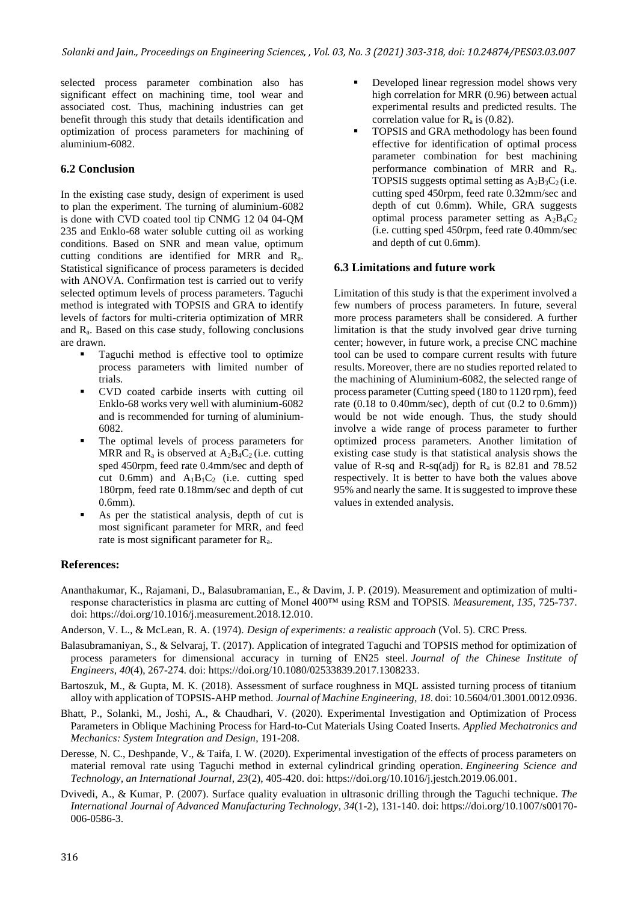selected process parameter combination also has significant effect on machining time, tool wear and associated cost. Thus, machining industries can get benefit through this study that details identification and optimization of process parameters for machining of aluminium-6082.

### 6.2 Conclusion

In the existing case study, design of experiment is used to plan the experiment. The turning of aluminium-6082 is done with CVD coated tool tip CNMG 12 04 04-QM 235 and Enklo-68 water soluble cutting oil as working conditions. Based on SNR and mean value, optimum cutting conditions are identified for MRR and $R_a$. Statistical significance of process parameters is decided with ANOVA. Confirmation test is carried out to verify selected optimum levels of process parameters. Taguchi method is integrated with TOPSIS and GRA to identify levels of factors for multi-criteria optimization of MRR and $R_a$. Based on this case study, following conclusions are drawn.

- Taguchi method is effective tool to optimize process parameters with limited number of trials.
- CVD coated carbide inserts with cutting oil Enklo-68 works very well with aluminium-6082 and is recommended for turning of aluminium-6082.
- The optimal levels of process parameters for MRR and $R_a$ is observed at $A_2B_4C_2$ (i.e. cutting sped 450rpm, feed rate 0.4mm/sec and depth of cut 0.6mm) and $A_1B_1C_2$ (i.e. cutting sped 180rpm, feed rate 0.18mm/sec and depth of cut 0.6mm).
- As per the statistical analysis, depth of cut is most significant parameter for MRR, and feed rate is most significant parameter for $R_a$.
- Developed linear regression model shows very high correlation for MRR (0.96) between actual experimental results and predicted results. The correlation value for $R_a$ is (0.82).
- TOPSIS and GRA methodology has been found effective for identification of optimal process parameter combination for best machining performance combination of MRR and $R_a$. TOPSIS suggests optimal setting as $A_2B_3C_2$ (i.e. cutting sped 450rpm, feed rate 0.32mm/sec and depth of cut 0.6mm). While, GRA suggests optimal process parameter setting as $A_2B_4C_2$ (i.e. cutting sped 450rpm, feed rate 0.40mm/sec and depth of cut 0.6mm).

### 6.3 Limitations and future work

Limitation of this study is that the experiment involved a few numbers of process parameters. In future, several more process parameters shall be considered. A further limitation is that the study involved gear drive turning center; however, in future work, a precise CNC machine tool can be used to compare current results with future results. Moreover, there are no studies reported related to the machining of Aluminium-6082, the selected range of process parameter (Cutting speed (180 to 1120 rpm), feed rate (0.18 to 0.40mm/sec), depth of cut (0.2 to 0.6mm)) would be not wide enough. Thus, the study should involve a wide range of process parameter to further optimized process parameters. Another limitation of existing case study is that statistical analysis shows the value of R-sq and R-sq(adj) for $R_a$ is 82.81 and 78.52 respectively. It is better to have both the values above 95% and nearly the same. It is suggested to improve these values in extended analysis.

## References:

Ananthakumar, K., Rajamani, D., Balasubramanian, E., & Davim, J. P. (2019). Measurement and optimization of multi-response characteristics in plasma arc cutting of Monel 400™ using RSM and TOPSIS. *Measurement*, *135*, 725-737. doi: https://doi.org/10.1016/j.measurement.2018.12.010.

Anderson, V. L., & McLean, R. A. (1974). *Design of experiments: a realistic approach* (Vol. 5). CRC Press.

Balasubramaniyan, S., & Selvaraj, T. (2017). Application of integrated Taguchi and TOPSIS method for optimization of process parameters for dimensional accuracy in turning of EN25 steel. *Journal of the Chinese Institute of Engineers*, *40*(4), 267-274. doi: https://doi.org/10.1080/02533839.2017.1308233.

Bartoszuk, M., & Gupta, M. K. (2018). Assessment of surface roughness in MQL assisted turning process of titanium alloy with application of TOPSIS-AHP method. *Journal of Machine Engineering*, *18*. doi: 10.5604/01.3001.0012.0936.

Bhatt, P., Solanki, M., Joshi, A., & Chaudhari, V. (2020). Experimental Investigation and Optimization of Process Parameters in Oblique Machining Process for Hard-to-Cut Materials Using Coated Inserts. *Applied Mechatronics and Mechanics: System Integration and Design*, 191-208.

Deresse, N. C., Deshpande, V., & Taifa, I. W. (2020). Experimental investigation of the effects of process parameters on material removal rate using Taguchi method in external cylindrical grinding operation. *Engineering Science and Technology, an International Journal*, *23*(2), 405-420. doi: https://doi.org/10.1016/j.jestch.2019.06.001.

Dvivedi, A., & Kumar, P. (2007). Surface quality evaluation in ultrasonic drilling through the Taguchi technique. *The International Journal of Advanced Manufacturing Technology*, *34*(1-2), 131-140. doi: https://doi.org/10.1007/s00170-006-0586-3.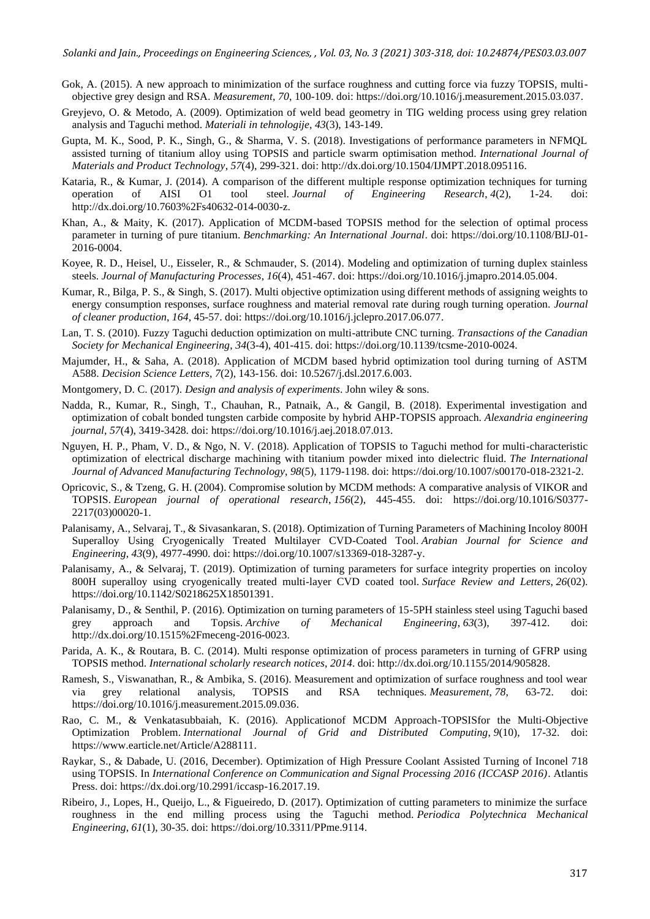Gok, A. (2015). A new approach to minimization of the surface roughness and cutting force via fuzzy TOPSIS, multi-objective grey design and RSA. *Measurement*, *70*, 100-109. doi: https://doi.org/10.1016/j.measurement.2015.03.037.

Greyjevo, O. & Metodo, A. (2009). Optimization of weld bead geometry in TIG welding process using grey relation analysis and Taguchi method. *Materiali in tehnologije*, *43*(3), 143-149.

Gupta, M. K., Sood, P. K., Singh, G., & Sharma, V. S. (2018). Investigations of performance parameters in NFMQL assisted turning of titanium alloy using TOPSIS and particle swarm optimisation method. *International Journal of Materials and Product Technology*, *57*(4), 299-321. doi: http://dx.doi.org/10.1504/IJMPT.2018.095116.

Kataria, R., & Kumar, J. (2014). A comparison of the different multiple response optimization techniques for turning operation of AISI O1 tool steel. *Journal of Engineering Research*, *4*(2), 1-24. doi: http://dx.doi.org/10.7603%2Fs40632-014-0030-z.

Khan, A., & Maity, K. (2017). Application of MCDM-based TOPSIS method for the selection of optimal process parameter in turning of pure titanium. *Benchmarking: An International Journal*. doi: https://doi.org/10.1108/BIJ-01-2016-0004.

Koyee, R. D., Heisel, U., Eisseler, R., & Schmauder, S. (2014). Modeling and optimization of turning duplex stainless steels. *Journal of Manufacturing Processes*, *16*(4), 451-467. doi: https://doi.org/10.1016/j.jmapro.2014.05.004.

Kumar, R., Bilga, P. S., & Singh, S. (2017). Multi objective optimization using different methods of assigning weights to energy consumption responses, surface roughness and material removal rate during rough turning operation. *Journal of cleaner production*, *164*, 45-57. doi: https://doi.org/10.1016/j.jclepro.2017.06.077.

Lan, T. S. (2010). Fuzzy Taguchi deduction optimization on multi-attribute CNC turning. *Transactions of the Canadian Society for Mechanical Engineering*, *34*(3-4), 401-415. doi: https://doi.org/10.1139/tcsme-2010-0024.

Majumder, H., & Saha, A. (2018). Application of MCDM based hybrid optimization tool during turning of ASTM A588. *Decision Science Letters*, *7*(2), 143-156. doi: 10.5267/j.dsl.2017.6.003.

Montgomery, D. C. (2017). *Design and analysis of experiments*. John wiley & sons.

Nadda, R., Kumar, R., Singh, T., Chauhan, R., Patnaik, A., & Gangil, B. (2018). Experimental investigation and optimization of cobalt bonded tungsten carbide composite by hybrid AHP-TOPSIS approach. *Alexandria engineering journal*, *57*(4), 3419-3428. doi: https://doi.org/10.1016/j.aej.2018.07.013.

Nguyen, H. P., Pham, V. D., & Ngo, N. V. (2018). Application of TOPSIS to Taguchi method for multi-characteristic optimization of electrical discharge machining with titanium powder mixed into dielectric fluid. *The International Journal of Advanced Manufacturing Technology*, *98*(5), 1179-1198. doi: https://doi.org/10.1007/s00170-018-2321-2.

Opricovic, S., & Tzeng, G. H. (2004). Compromise solution by MCDM methods: A comparative analysis of VIKOR and TOPSIS. *European journal of operational research*, *156*(2), 445-455. doi: https://doi.org/10.1016/S0377-2217(03)00020-1.

Palanisamy, A., Selvaraj, T., & Sivasankaran, S. (2018). Optimization of Turning Parameters of Machining Incoloy 800H Superalloy Using Cryogenically Treated Multilayer CVD-Coated Tool. *Arabian Journal for Science and Engineering*, *43*(9), 4977-4990. doi: https://doi.org/10.1007/s13369-018-3287-y.

Palanisamy, A., & Selvaraj, T. (2019). Optimization of turning parameters for surface integrity properties on incoloy 800H superalloy using cryogenically treated multi-layer CVD coated tool. *Surface Review and Letters*, *26*(02). https://doi.org/10.1142/S0218625X18501391.

Palanisamy, D., & Senthil, P. (2016). Optimization on turning parameters of 15-5PH stainless steel using Taguchi based grey approach and Topsis. *Archive of Mechanical Engineering*, *63*(3), 397-412. doi: http://dx.doi.org/10.1515%2Fmeceng-2016-0023.

Parida, A. K., & Routara, B. C. (2014). Multi response optimization of process parameters in turning of GFRP using TOPSIS method. *International scholarly research notices*, *2014*. doi: http://dx.doi.org/10.1155/2014/905828.

Ramesh, S., Viswanathan, R., & Ambika, S. (2016). Measurement and optimization of surface roughness and tool wear via grey relational analysis, TOPSIS and RSA techniques. *Measurement*, *78*, 63-72. doi: https://doi.org/10.1016/j.measurement.2015.09.036.

Rao, C. M., & Venkatasubbaiah, K. (2016). Applicationof MCDM Approach-TOPSISfor the Multi-Objective Optimization Problem. *International Journal of Grid and Distributed Computing*, *9*(10), 17-32. doi: https://www.earticle.net/Article/A288111.

Raykar, S., & Dabade, U. (2016, December). Optimization of High Pressure Coolant Assisted Turning of Inconel 718 using TOPSIS. In *International Conference on Communication and Signal Processing 2016 (ICCASP 2016)*. Atlantis Press. doi: https://dx.doi.org/10.2991/iccasp-16.2017.19.

Ribeiro, J., Lopes, H., Queijo, L., & Figueiredo, D. (2017). Optimization of cutting parameters to minimize the surface roughness in the end milling process using the Taguchi method. *Periodica Polytechnica Mechanical Engineering*, *61*(1), 30-35. doi: https://doi.org/10.3311/PPme.9114.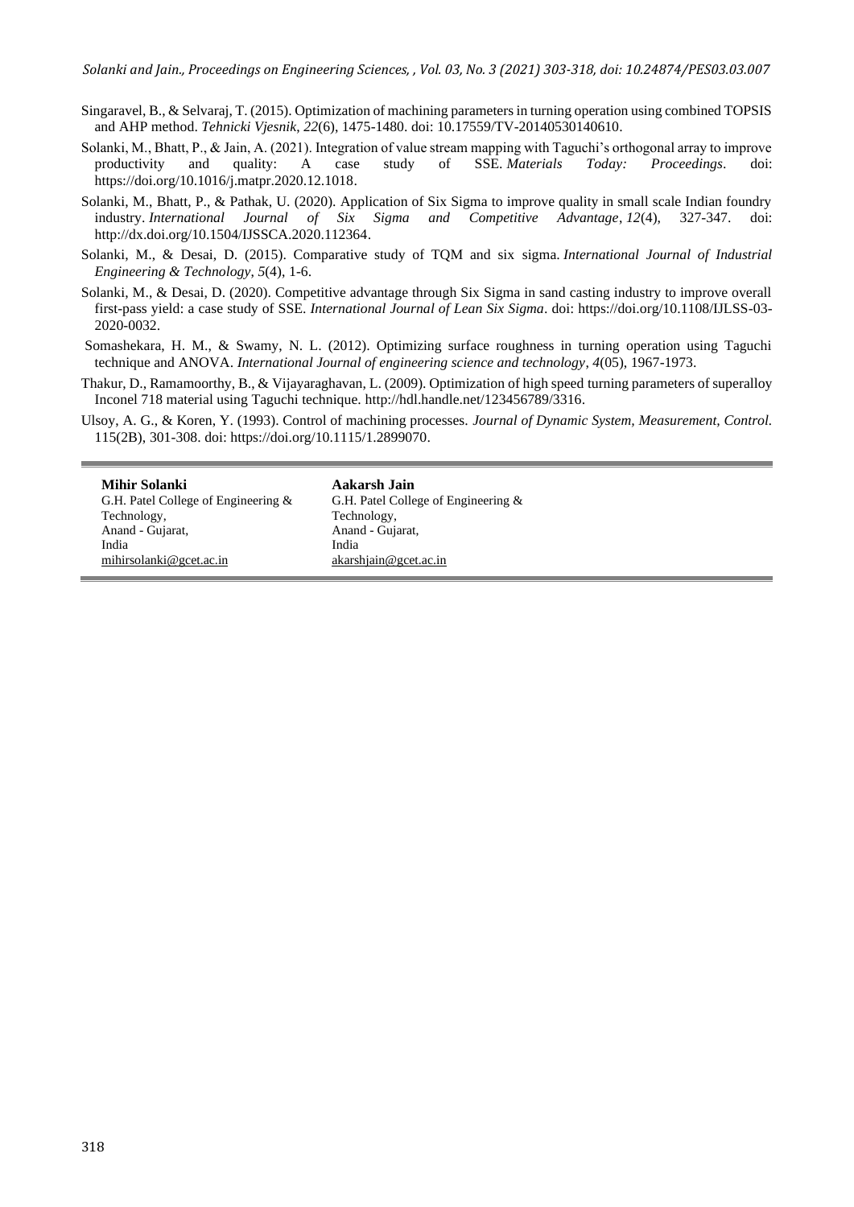Singaravel, B., & Selvaraj, T. (2015). Optimization of machining parameters in turning operation using combined TOPSIS and AHP method. *Tehnicki Vjesnik*, *22*(6), 1475-1480. doi: 10.17559/TV-20140530140610.

Solanki, M., Bhatt, P., & Jain, A. (2021). Integration of value stream mapping with Taguchi's orthogonal array to improve productivity and quality: A case study of SSE. *Materials Today: Proceedings*. doi: https://doi.org/10.1016/j.matpr.2020.12.1018.

Solanki, M., Bhatt, P., & Pathak, U. (2020). Application of Six Sigma to improve quality in small scale Indian foundry industry. *International Journal of Six Sigma and Competitive Advantage*, *12*(4), 327-347. doi: http://dx.doi.org/10.1504/IJSSCA.2020.112364.

Solanki, M., & Desai, D. (2015). Comparative study of TQM and six sigma. *International Journal of Industrial Engineering & Technology*, *5*(4), 1-6.

Solanki, M., & Desai, D. (2020). Competitive advantage through Six Sigma in sand casting industry to improve overall first-pass yield: a case study of SSE. *International Journal of Lean Six Sigma*. doi: https://doi.org/10.1108/IJLSS-03-2020-0032.

Somashekara, H. M., & Swamy, N. L. (2012). Optimizing surface roughness in turning operation using Taguchi technique and ANOVA. *International Journal of engineering science and technology*, *4*(05), 1967-1973.

Thakur, D., Ramamoorthy, B., & Vijayaraghavan, L. (2009). Optimization of high speed turning parameters of superalloy Inconel 718 material using Taguchi technique. http://hdl.handle.net/123456789/3316.

Ulsoy, A. G., & Koren, Y. (1993). Control of machining processes. *Journal of Dynamic System, Measurement, Control.* 115(2B), 301-308. doi: https://doi.org/10.1115/1.2899070.

---

**Mihir Solanki**
G.H. Patel College of Engineering & Technology,
Anand - Gujarat,
India
mihirsolanki@gcet.ac.in

**Aakarsh Jain**
G.H. Patel College of Engineering & Technology,
Anand - Gujarat,
India
akarshjain@gcet.ac.in